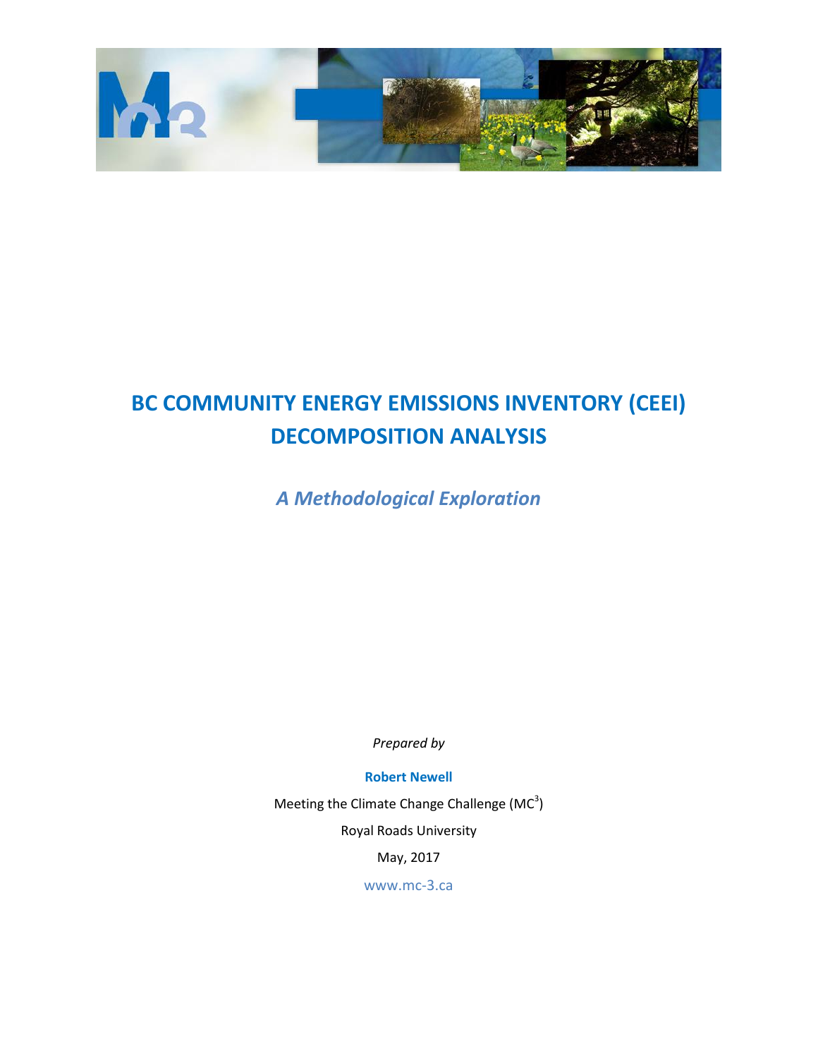# BC COMMUNITY ENERGY EMISSIONS INVENTORY (CEEI) DECOMPOSITION ANALYSIS

## *A Methodological Exploration*

*Prepared by*

**Robert Newell**

Meeting the Climate Change Challenge ($MC^3$)

Royal Roads University

May, 2017

www.mc-3.ca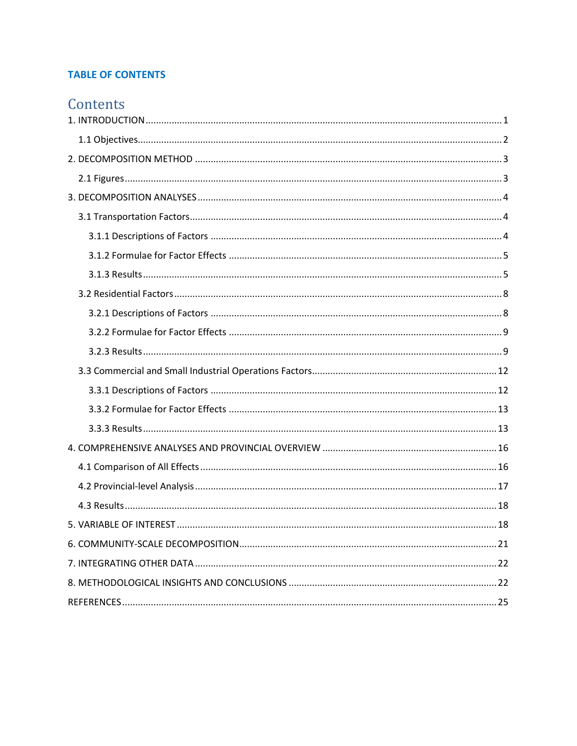**TABLE OF CONTENTS**

# Contents

1. INTRODUCTION ........................................................................................................ 1
   - 1.1 Objectives ........................................................................................................ 2
2. DECOMPOSITION METHOD .................................................................................... 3
   - 2.1 Figures ............................................................................................................. 3
3. DECOMPOSITION ANALYSES .................................................................................. 4
   - 3.1 Transportation Factors ..................................................................................... 4
     - 3.1.1 Descriptions of Factors .............................................................................. 4
     - 3.1.2 Formulae for Factor Effects ........................................................................ 5
     - 3.1.3 Results ........................................................................................................ 5
   - 3.2 Residential Factors ........................................................................................... 8
     - 3.2.1 Descriptions of Factors .............................................................................. 8
     - 3.2.2 Formulae for Factor Effects ........................................................................ 9
     - 3.2.3 Results ........................................................................................................ 9
   - 3.3 Commercial and Small Industrial Operations Factors ..................................... 12
     - 3.3.1 Descriptions of Factors ............................................................................ 12
     - 3.3.2 Formulae for Factor Effects ...................................................................... 13
     - 3.3.3 Results ...................................................................................................... 13
4. COMPREHENSIVE ANALYSES AND PROVINCIAL OVERVIEW .................................. 16
   - 4.1 Comparison of All Effects ............................................................................... 16
   - 4.2 Provincial-level Analysis .................................................................................. 17
   - 4.3 Results ............................................................................................................ 18
5. VARIABLE OF INTEREST ......................................................................................... 18
6. COMMUNITY-SCALE DECOMPOSITION ................................................................. 21
7. INTEGRATING OTHER DATA .................................................................................. 22
8. METHODOLOGICAL INSIGHTS AND CONCLUSIONS ............................................... 22

REFERENCES ............................................................................................................. 25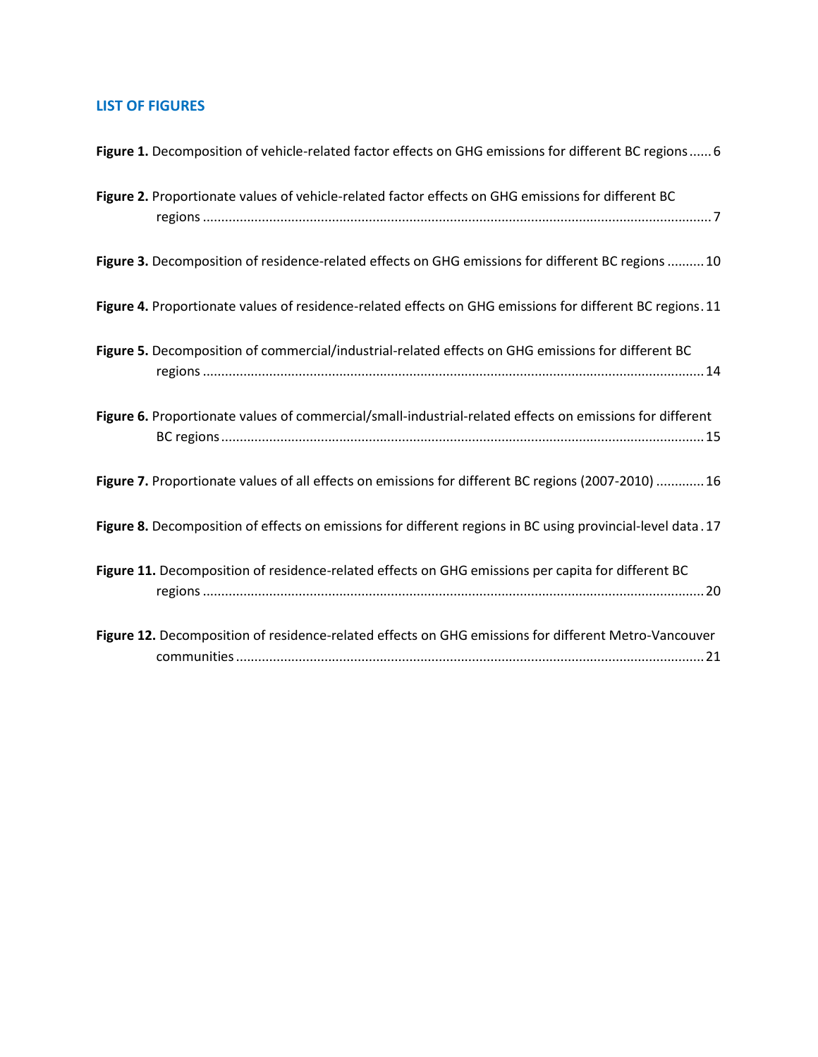## LIST OF FIGURES

**Figure 1.** Decomposition of vehicle-related factor effects on GHG emissions for different BC regions ...... 6

**Figure 2.** Proportionate values of vehicle-related factor effects on GHG emissions for different BC regions ...... 7

**Figure 3.** Decomposition of residence-related effects on GHG emissions for different BC regions .......... 10

**Figure 4.** Proportionate values of residence-related effects on GHG emissions for different BC regions . 11

**Figure 5.** Decomposition of commercial/industrial-related effects on GHG emissions for different BC regions ...... 14

**Figure 6.** Proportionate values of commercial/small-industrial-related effects on emissions for different BC regions ...... 15

**Figure 7.** Proportionate values of all effects on emissions for different BC regions (2007-2010) ............ 16

**Figure 8.** Decomposition of effects on emissions for different regions in BC using provincial-level data . 17

**Figure 11.** Decomposition of residence-related effects on GHG emissions per capita for different BC regions ...... 20

**Figure 12.** Decomposition of residence-related effects on GHG emissions for different Metro-Vancouver communities ...... 21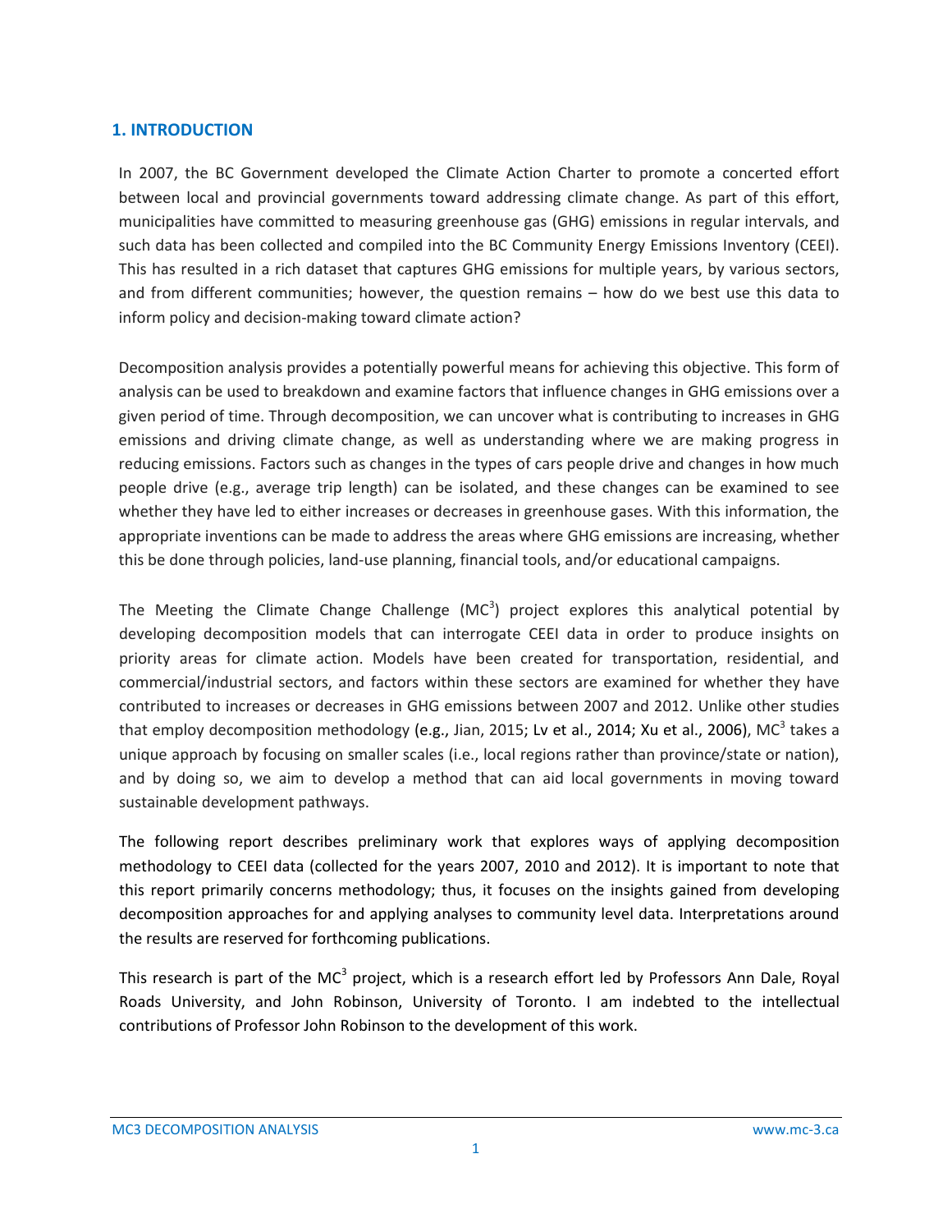## 1. INTRODUCTION

In 2007, the BC Government developed the Climate Action Charter to promote a concerted effort between local and provincial governments toward addressing climate change. As part of this effort, municipalities have committed to measuring greenhouse gas (GHG) emissions in regular intervals, and such data has been collected and compiled into the BC Community Energy Emissions Inventory (CEEI). This has resulted in a rich dataset that captures GHG emissions for multiple years, by various sectors, and from different communities; however, the question remains – how do we best use this data to inform policy and decision-making toward climate action?

Decomposition analysis provides a potentially powerful means for achieving this objective. This form of analysis can be used to breakdown and examine factors that influence changes in GHG emissions over a given period of time. Through decomposition, we can uncover what is contributing to increases in GHG emissions and driving climate change, as well as understanding where we are making progress in reducing emissions. Factors such as changes in the types of cars people drive and changes in how much people drive (e.g., average trip length) can be isolated, and these changes can be examined to see whether they have led to either increases or decreases in greenhouse gases. With this information, the appropriate inventions can be made to address the areas where GHG emissions are increasing, whether this be done through policies, land-use planning, financial tools, and/or educational campaigns.

The Meeting the Climate Change Challenge ($MC^3$) project explores this analytical potential by developing decomposition models that can interrogate CEEI data in order to produce insights on priority areas for climate action. Models have been created for transportation, residential, and commercial/industrial sectors, and factors within these sectors are examined for whether they have contributed to increases or decreases in GHG emissions between 2007 and 2012. Unlike other studies that employ decomposition methodology (e.g., Jian, 2015; Lv et al., 2014; Xu et al., 2006), $MC^3$ takes a unique approach by focusing on smaller scales (i.e., local regions rather than province/state or nation), and by doing so, we aim to develop a method that can aid local governments in moving toward sustainable development pathways.

The following report describes preliminary work that explores ways of applying decomposition methodology to CEEI data (collected for the years 2007, 2010 and 2012). It is important to note that this report primarily concerns methodology; thus, it focuses on the insights gained from developing decomposition approaches for and applying analyses to community level data. Interpretations around the results are reserved for forthcoming publications.

This research is part of the $MC^3$ project, which is a research effort led by Professors Ann Dale, Royal Roads University, and John Robinson, University of Toronto. I am indebted to the intellectual contributions of Professor John Robinson to the development of this work.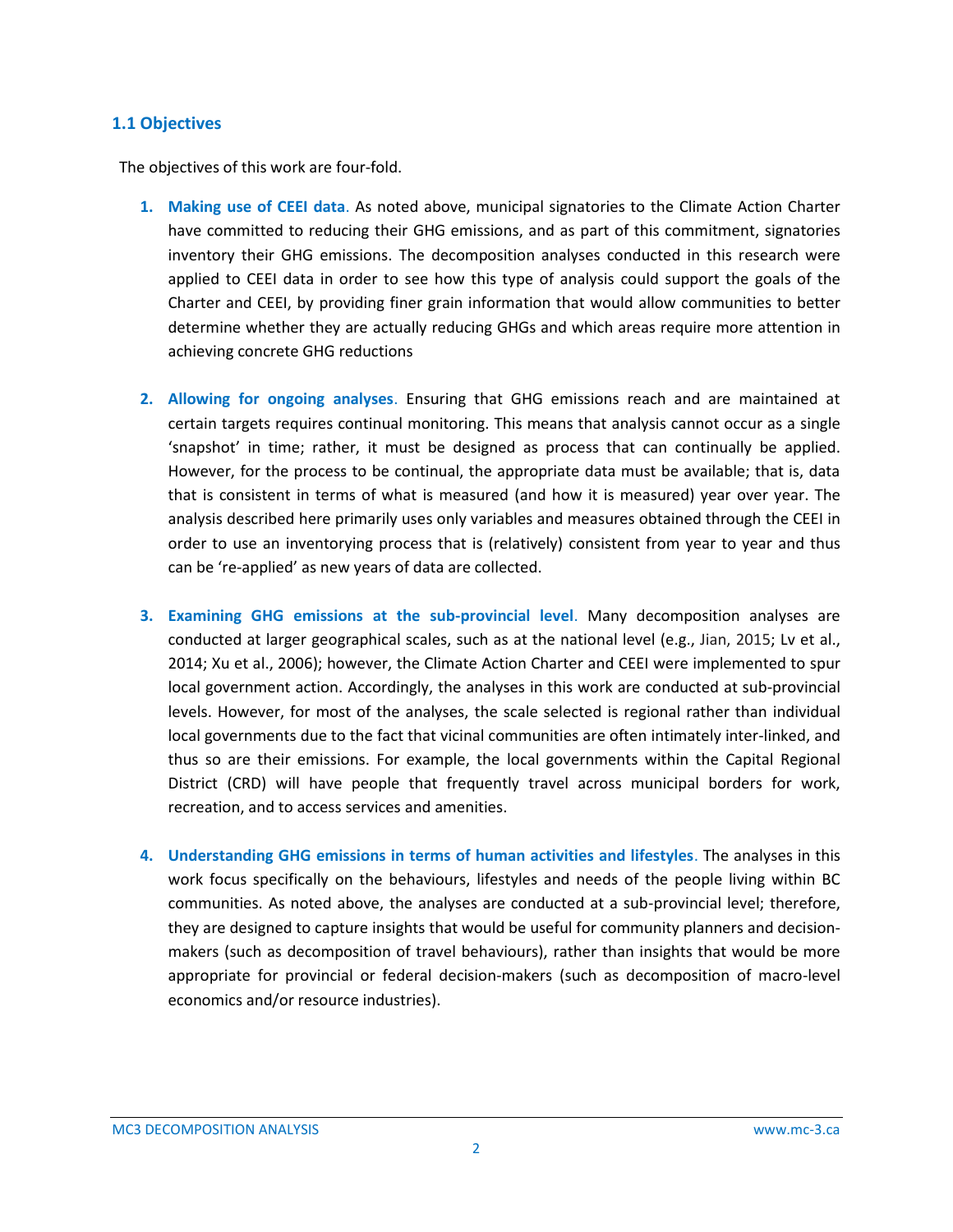## 1.1 Objectives

The objectives of this work are four-fold.

1. **Making use of CEEI data**. As noted above, municipal signatories to the Climate Action Charter have committed to reducing their GHG emissions, and as part of this commitment, signatories inventory their GHG emissions. The decomposition analyses conducted in this research were applied to CEEI data in order to see how this type of analysis could support the goals of the Charter and CEEI, by providing finer grain information that would allow communities to better determine whether they are actually reducing GHGs and which areas require more attention in achieving concrete GHG reductions

2. **Allowing for ongoing analyses**. Ensuring that GHG emissions reach and are maintained at certain targets requires continual monitoring. This means that analysis cannot occur as a single 'snapshot' in time; rather, it must be designed as process that can continually be applied. However, for the process to be continual, the appropriate data must be available; that is, data that is consistent in terms of what is measured (and how it is measured) year over year. The analysis described here primarily uses only variables and measures obtained through the CEEI in order to use an inventorying process that is (relatively) consistent from year to year and thus can be 're-applied' as new years of data are collected.

3. **Examining GHG emissions at the sub-provincial level**. Many decomposition analyses are conducted at larger geographical scales, such as at the national level (e.g., Jian, 2015; Lv et al., 2014; Xu et al., 2006); however, the Climate Action Charter and CEEI were implemented to spur local government action. Accordingly, the analyses in this work are conducted at sub-provincial levels. However, for most of the analyses, the scale selected is regional rather than individual local governments due to the fact that vicinal communities are often intimately inter-linked, and thus so are their emissions. For example, the local governments within the Capital Regional District (CRD) will have people that frequently travel across municipal borders for work, recreation, and to access services and amenities.

4. **Understanding GHG emissions in terms of human activities and lifestyles**. The analyses in this work focus specifically on the behaviours, lifestyles and needs of the people living within BC communities. As noted above, the analyses are conducted at a sub-provincial level; therefore, they are designed to capture insights that would be useful for community planners and decision-makers (such as decomposition of travel behaviours), rather than insights that would be more appropriate for provincial or federal decision-makers (such as decomposition of macro-level economics and/or resource industries).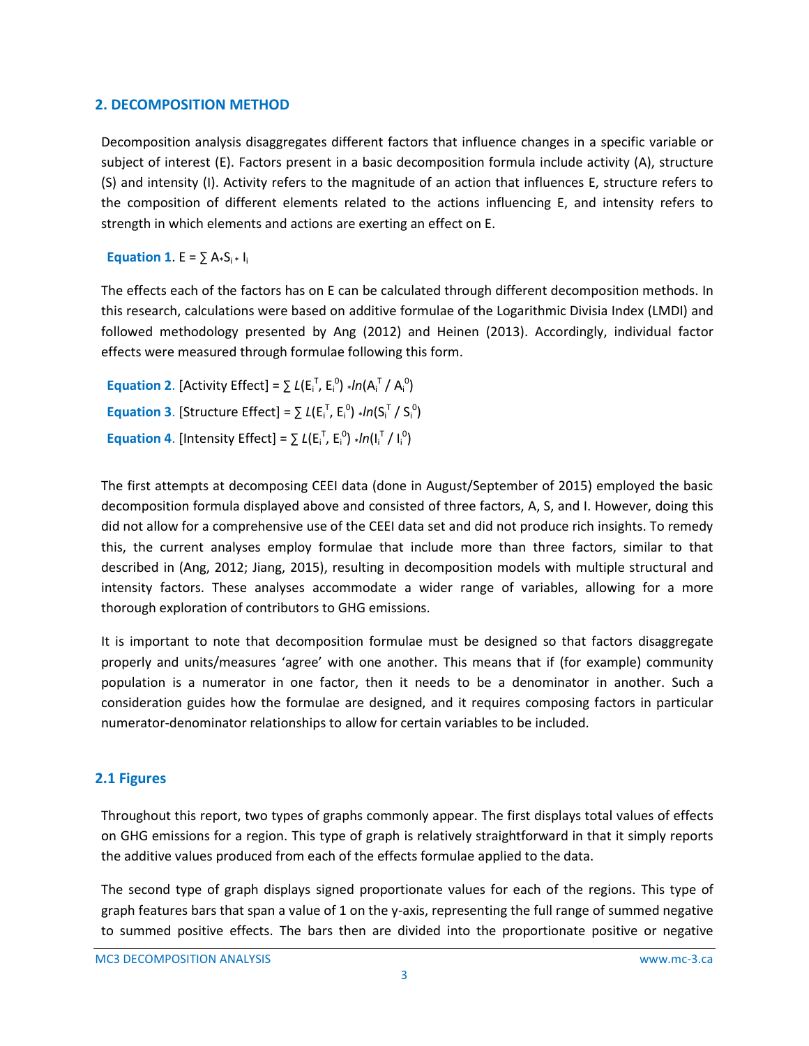## 2. DECOMPOSITION METHOD

Decomposition analysis disaggregates different factors that influence changes in a specific variable or subject of interest (E). Factors present in a basic decomposition formula include activity (A), structure (S) and intensity (I). Activity refers to the magnitude of an action that influences E, structure refers to the composition of different elements related to the actions influencing E, and intensity refers to strength in which elements and actions are exerting an effect on E.

**Equation 1**. $E = \sum A * S_i * I_i$

The effects each of the factors has on E can be calculated through different decomposition methods. In this research, calculations were based on additive formulae of the Logarithmic Divisia Index (LMDI) and followed methodology presented by Ang (2012) and Heinen (2013). Accordingly, individual factor effects were measured through formulae following this form.

**Equation 2**. $[\text{Activity Effect}] = \sum L(E_i^T, E_i^0) * ln(A_i^T / A_i^0)$

**Equation 3**. $[\text{Structure Effect}] = \sum L(E_i^T, E_i^0) * ln(S_i^T / S_i^0)$

**Equation 4**. $[\text{Intensity Effect}] = \sum L(E_i^T, E_i^0) * ln(I_i^T / I_i^0)$

The first attempts at decomposing CEEI data (done in August/September of 2015) employed the basic decomposition formula displayed above and consisted of three factors, A, S, and I. However, doing this did not allow for a comprehensive use of the CEEI data set and did not produce rich insights. To remedy this, the current analyses employ formulae that include more than three factors, similar to that described in (Ang, 2012; Jiang, 2015), resulting in decomposition models with multiple structural and intensity factors. These analyses accommodate a wider range of variables, allowing for a more thorough exploration of contributors to GHG emissions.

It is important to note that decomposition formulae must be designed so that factors disaggregate properly and units/measures 'agree' with one another. This means that if (for example) community population is a numerator in one factor, then it needs to be a denominator in another. Such a consideration guides how the formulae are designed, and it requires composing factors in particular numerator-denominator relationships to allow for certain variables to be included.

### 2.1 Figures

Throughout this report, two types of graphs commonly appear. The first displays total values of effects on GHG emissions for a region. This type of graph is relatively straightforward in that it simply reports the additive values produced from each of the effects formulae applied to the data.

The second type of graph displays signed proportionate values for each of the regions. This type of graph features bars that span a value of 1 on the y-axis, representing the full range of summed negative to summed positive effects. The bars then are divided into the proportionate positive or negative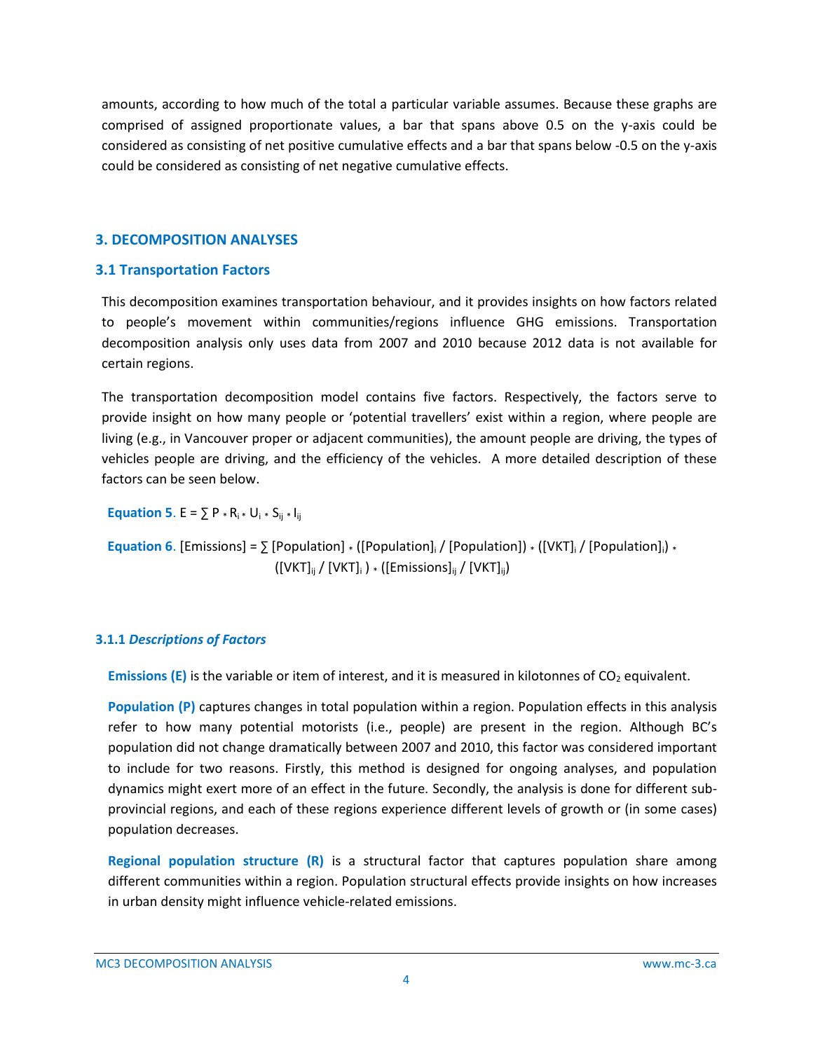amounts, according to how much of the total a particular variable assumes. Because these graphs are comprised of assigned proportionate values, a bar that spans above 0.5 on the y-axis could be considered as consisting of net positive cumulative effects and a bar that spans below -0.5 on the y-axis could be considered as consisting of net negative cumulative effects.

## 3. DECOMPOSITION ANALYSES

### 3.1 Transportation Factors

This decomposition examines transportation behaviour, and it provides insights on how factors related to people's movement within communities/regions influence GHG emissions. Transportation decomposition analysis only uses data from 2007 and 2010 because 2012 data is not available for certain regions.

The transportation decomposition model contains five factors. Respectively, the factors serve to provide insight on how many people or 'potential travellers' exist within a region, where people are living (e.g., in Vancouver proper or adjacent communities), the amount people are driving, the types of vehicles people are driving, and the efficiency of the vehicles. A more detailed description of these factors can be seen below.

**Equation 5**. $E = \sum P * R_i * U_i * S_{ij} * I_{ij}$

**Equation 6**. $[\text{Emissions}] = \sum [\text{Population}] * ([\text{Population}]_i / [\text{Population}]) * ([\text{VKT}]_i / [\text{Population}]_i) * ([\text{VKT}]_{ij} / [\text{VKT}]_i) * ([\text{Emissions}]_{ij} / [\text{VKT}]_{ij})$

#### 3.1.1 *Descriptions of Factors*

**Emissions (E)** is the variable or item of interest, and it is measured in kilotonnes of $CO_2$ equivalent.

**Population (P)** captures changes in total population within a region. Population effects in this analysis refer to how many potential motorists (i.e., people) are present in the region. Although BC's population did not change dramatically between 2007 and 2010, this factor was considered important to include for two reasons. Firstly, this method is designed for ongoing analyses, and population dynamics might exert more of an effect in the future. Secondly, the analysis is done for different sub-provincial regions, and each of these regions experience different levels of growth or (in some cases) population decreases.

**Regional population structure (R)** is a structural factor that captures population share among different communities within a region. Population structural effects provide insights on how increases in urban density might influence vehicle-related emissions.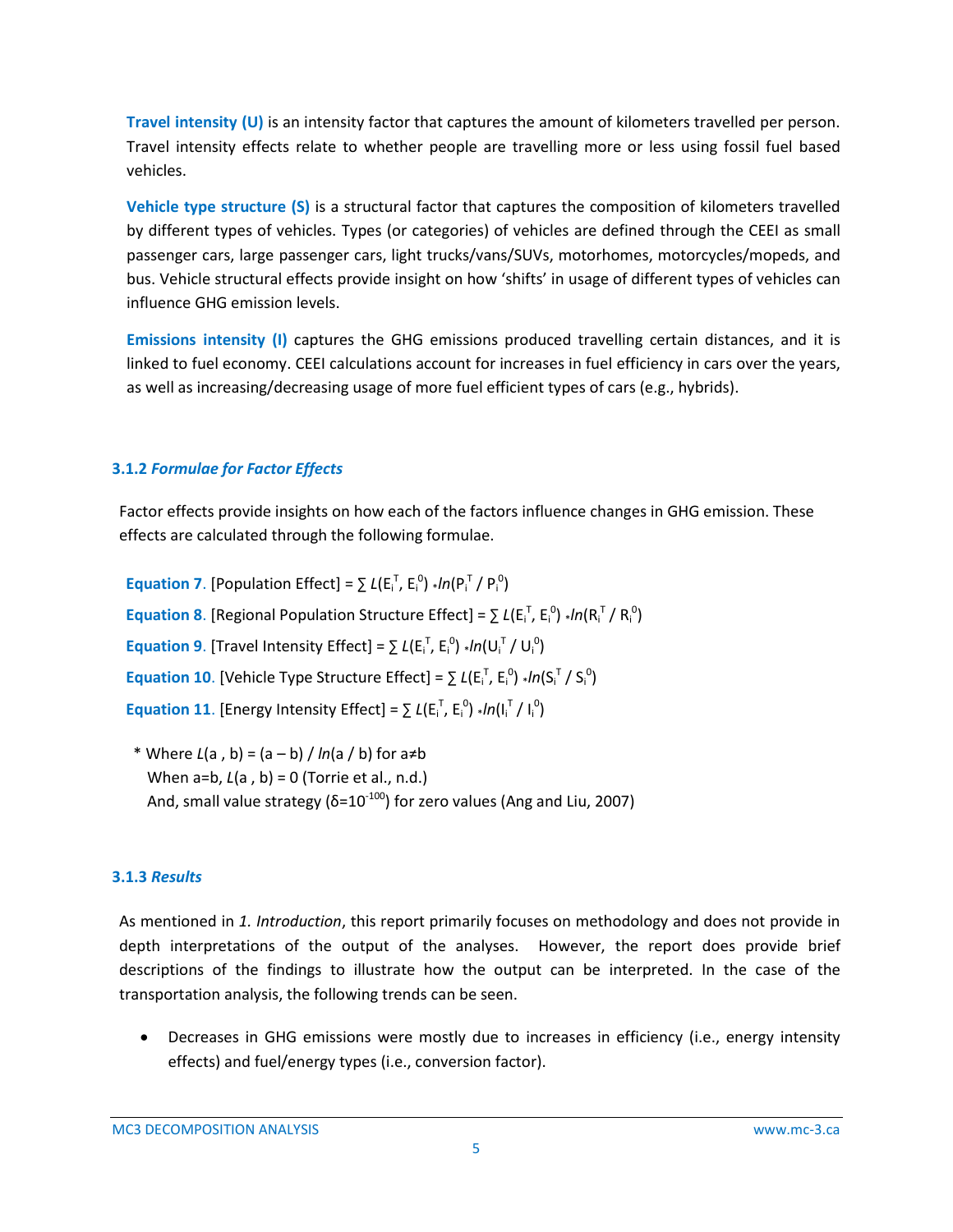**Travel intensity (U)** is an intensity factor that captures the amount of kilometers travelled per person. Travel intensity effects relate to whether people are travelling more or less using fossil fuel based vehicles.

**Vehicle type structure (S)** is a structural factor that captures the composition of kilometers travelled by different types of vehicles. Types (or categories) of vehicles are defined through the CEEI as small passenger cars, large passenger cars, light trucks/vans/SUVs, motorhomes, motorcycles/mopeds, and bus. Vehicle structural effects provide insight on how 'shifts' in usage of different types of vehicles can influence GHG emission levels.

**Emissions intensity (I)** captures the GHG emissions produced travelling certain distances, and it is linked to fuel economy. CEEI calculations account for increases in fuel efficiency in cars over the years, as well as increasing/decreasing usage of more fuel efficient types of cars (e.g., hybrids).

### 3.1.2 *Formulae for Factor Effects*

Factor effects provide insights on how each of the factors influence changes in GHG emission. These effects are calculated through the following formulae.

**Equation 7**. [Population Effect] = $\sum L(E_i^T, E_i^0) * ln(P_i^T / P_i^0)$

**Equation 8**. [Regional Population Structure Effect] = $\sum L(E_i^T, E_i^0) * ln(R_i^T / R_i^0)$

**Equation 9**. [Travel Intensity Effect] = $\sum L(E_i^T, E_i^0) * ln(U_i^T / U_i^0)$

**Equation 10**. [Vehicle Type Structure Effect] = $\sum L(E_i^T, E_i^0) * ln(S_i^T / S_i^0)$

**Equation 11**. [Energy Intensity Effect] = $\sum L(E_i^T, E_i^0) * ln(I_i^T / I_i^0)$

\* Where $L(a, b) = (a - b) / ln(a / b)$ for $a \neq b$
When a=b, $L(a, b) = 0$ (Torrie et al., n.d.)
And, small value strategy ($\delta = 10^{-100}$) for zero values (Ang and Liu, 2007)

### 3.1.3 *Results*

As mentioned in *1. Introduction*, this report primarily focuses on methodology and does not provide in depth interpretations of the output of the analyses. However, the report does provide brief descriptions of the findings to illustrate how the output can be interpreted. In the case of the transportation analysis, the following trends can be seen.

- Decreases in GHG emissions were mostly due to increases in efficiency (i.e., energy intensity effects) and fuel/energy types (i.e., conversion factor).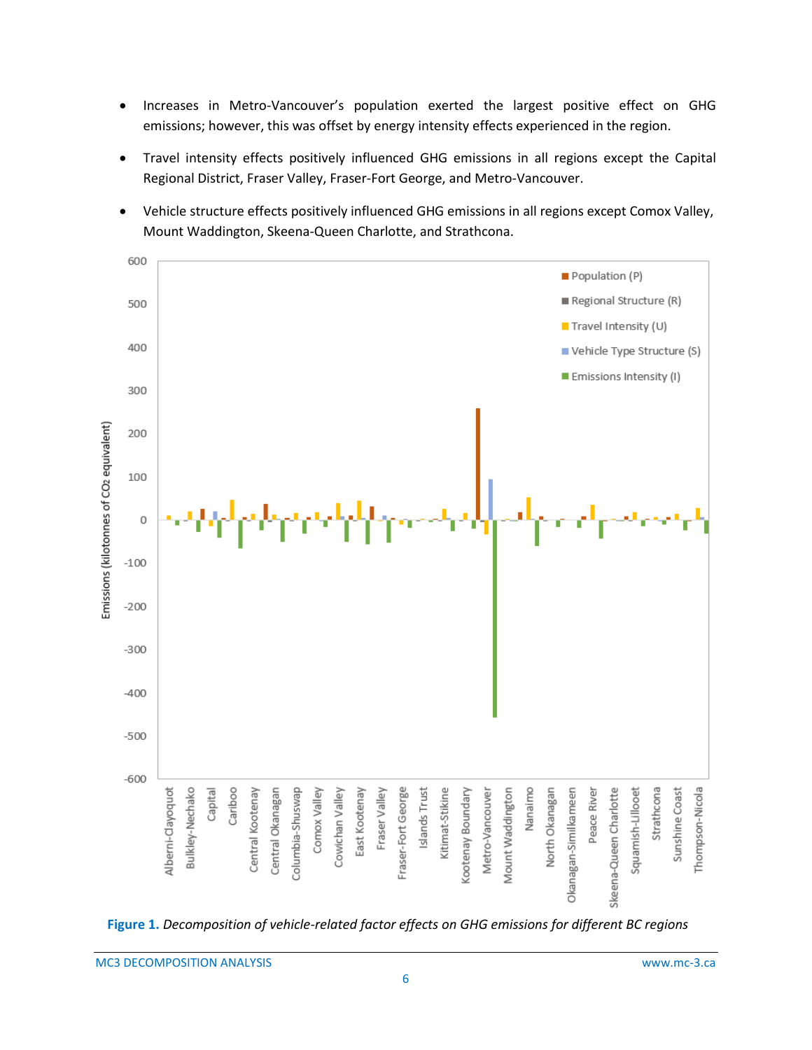- Increases in Metro-Vancouver's population exerted the largest positive effect on GHG emissions; however, this was offset by energy intensity effects experienced in the region.
- Travel intensity effects positively influenced GHG emissions in all regions except the Capital Regional District, Fraser Valley, Fraser-Fort George, and Metro-Vancouver.
- Vehicle structure effects positively influenced GHG emissions in all regions except Comox Valley, Mount Waddington, Skeena-Queen Charlotte, and Strathcona.

**Figure 1.** *Decomposition of vehicle-related factor effects on GHG emissions for different BC regions*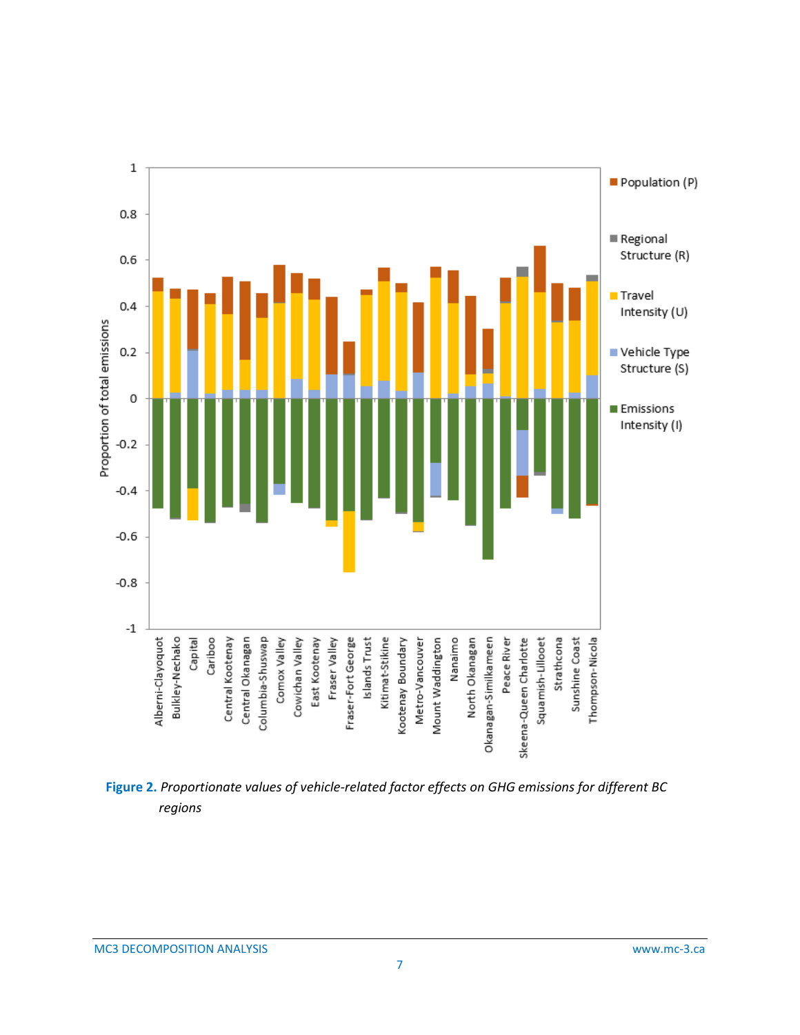**Figure 2.** *Proportionate values of vehicle-related factor effects on GHG emissions for different BC regions*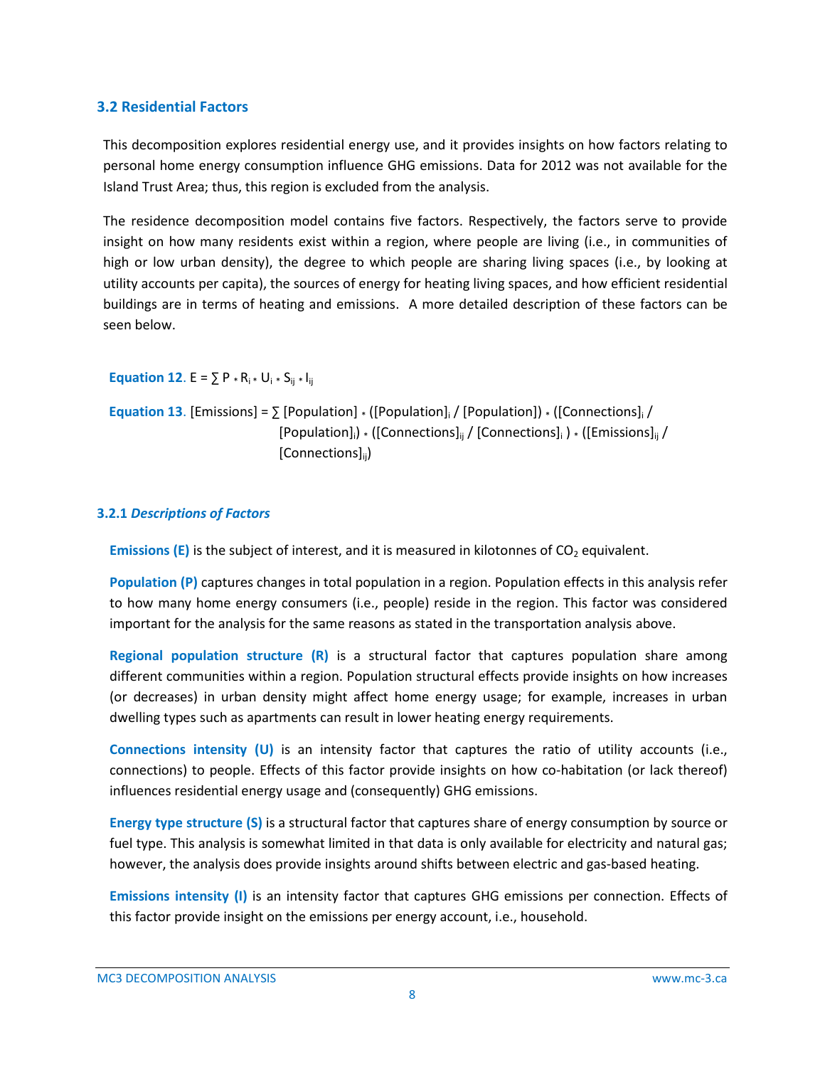### 3.2 Residential Factors

This decomposition explores residential energy use, and it provides insights on how factors relating to personal home energy consumption influence GHG emissions. Data for 2012 was not available for the Island Trust Area; thus, this region is excluded from the analysis.

The residence decomposition model contains five factors. Respectively, the factors serve to provide insight on how many residents exist within a region, where people are living (i.e., in communities of high or low urban density), the degree to which people are sharing living spaces (i.e., by looking at utility accounts per capita), the sources of energy for heating living spaces, and how efficient residential buildings are in terms of heating and emissions. A more detailed description of these factors can be seen below.

**Equation 12**. $E = \sum P * R_i * U_i * S_{ij} * I_{ij}$

**Equation 13**. $[\text{Emissions}] = \sum [\text{Population}] * ([\text{Population}]_i / [\text{Population}]) * ([\text{Connections}]_i / [\text{Population}]_i) * ([\text{Connections}]_{ij} / [\text{Connections}]_i) * ([\text{Emissions}]_{ij} / [\text{Connections}]_{ij})$

#### 3.2.1 *Descriptions of Factors*

**Emissions (E)** is the subject of interest, and it is measured in kilotonnes of $CO_2$ equivalent.

**Population (P)** captures changes in total population in a region. Population effects in this analysis refer to how many home energy consumers (i.e., people) reside in the region. This factor was considered important for the analysis for the same reasons as stated in the transportation analysis above.

**Regional population structure (R)** is a structural factor that captures population share among different communities within a region. Population structural effects provide insights on how increases (or decreases) in urban density might affect home energy usage; for example, increases in urban dwelling types such as apartments can result in lower heating energy requirements.

**Connections intensity (U)** is an intensity factor that captures the ratio of utility accounts (i.e., connections) to people. Effects of this factor provide insights on how co-habitation (or lack thereof) influences residential energy usage and (consequently) GHG emissions.

**Energy type structure (S)** is a structural factor that captures share of energy consumption by source or fuel type. This analysis is somewhat limited in that data is only available for electricity and natural gas; however, the analysis does provide insights around shifts between electric and gas-based heating.

**Emissions intensity (I)** is an intensity factor that captures GHG emissions per connection. Effects of this factor provide insight on the emissions per energy account, i.e., household.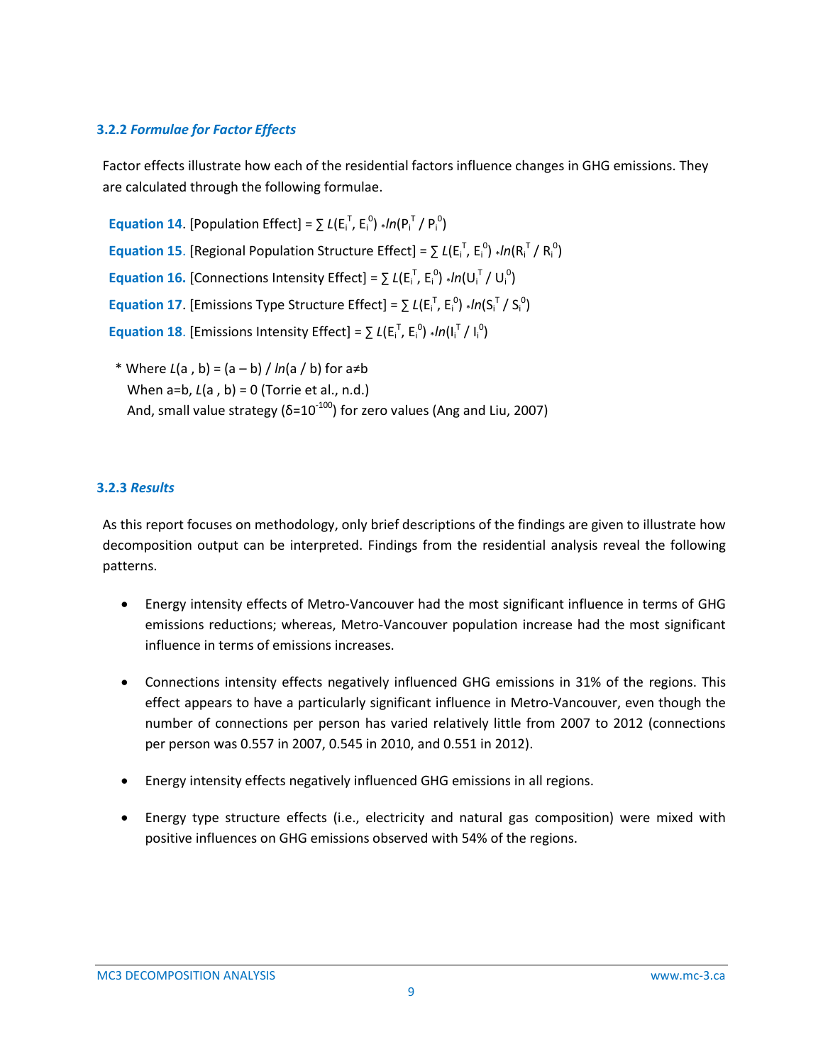### 3.2.2 *Formulae for Factor Effects*

Factor effects illustrate how each of the residential factors influence changes in GHG emissions. They are calculated through the following formulae.

**Equation 14**. [Population Effect] = $\sum L(E_i^T, E_i^0) * ln(P_i^T / P_i^0)$

**Equation 15**. [Regional Population Structure Effect] = $\sum L(E_i^T, E_i^0) * ln(R_i^T / R_i^0)$

**Equation 16.** [Connections Intensity Effect] = $\sum L(E_i^T, E_i^0) * ln(U_i^T / U_i^0)$

**Equation 17**. [Emissions Type Structure Effect] = $\sum L(E_i^T, E_i^0) * ln(S_i^T / S_i^0)$

**Equation 18**. [Emissions Intensity Effect] = $\sum L(E_i^T, E_i^0) * ln(I_i^T / I_i^0)$

\* Where $L(a , b) = (a – b) / ln(a / b)$ for $a≠b$
When $a=b$, $L(a , b) = 0$ (Torrie et al., n.d.)
And, small value strategy ($\delta=10^{-100}$) for zero values (Ang and Liu, 2007)

### 3.2.3 *Results*

As this report focuses on methodology, only brief descriptions of the findings are given to illustrate how decomposition output can be interpreted. Findings from the residential analysis reveal the following patterns.

- Energy intensity effects of Metro-Vancouver had the most significant influence in terms of GHG emissions reductions; whereas, Metro-Vancouver population increase had the most significant influence in terms of emissions increases.

- Connections intensity effects negatively influenced GHG emissions in 31% of the regions. This effect appears to have a particularly significant influence in Metro-Vancouver, even though the number of connections per person has varied relatively little from 2007 to 2012 (connections per person was 0.557 in 2007, 0.545 in 2010, and 0.551 in 2012).

- Energy intensity effects negatively influenced GHG emissions in all regions.

- Energy type structure effects (i.e., electricity and natural gas composition) were mixed with positive influences on GHG emissions observed with 54% of the regions.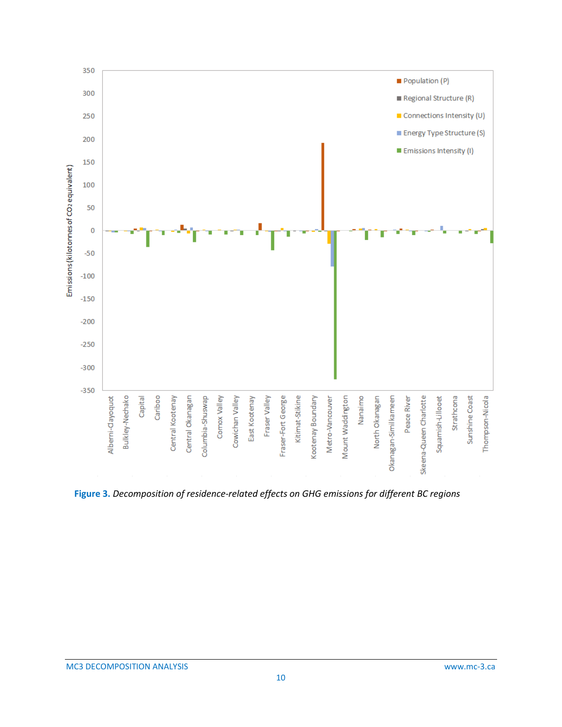**Figure 3.** *Decomposition of residence-related effects on GHG emissions for different BC regions*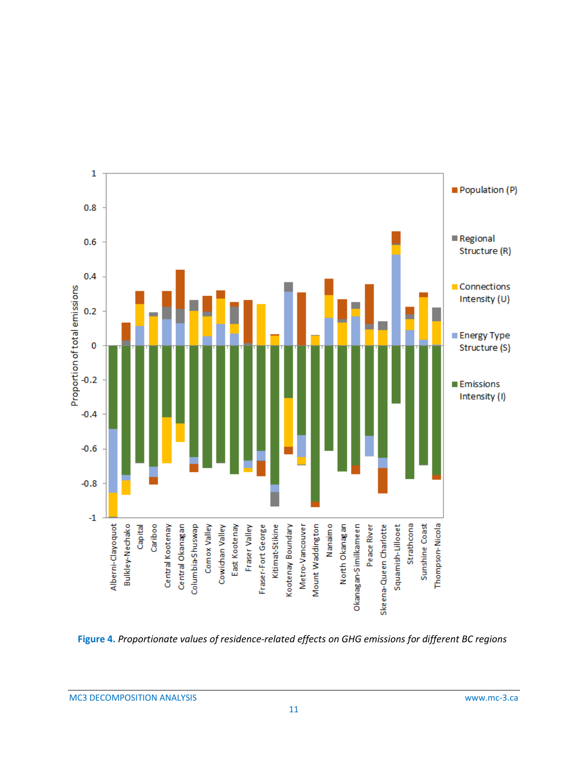**Figure 4.** *Proportionate values of residence-related effects on GHG emissions for different BC regions*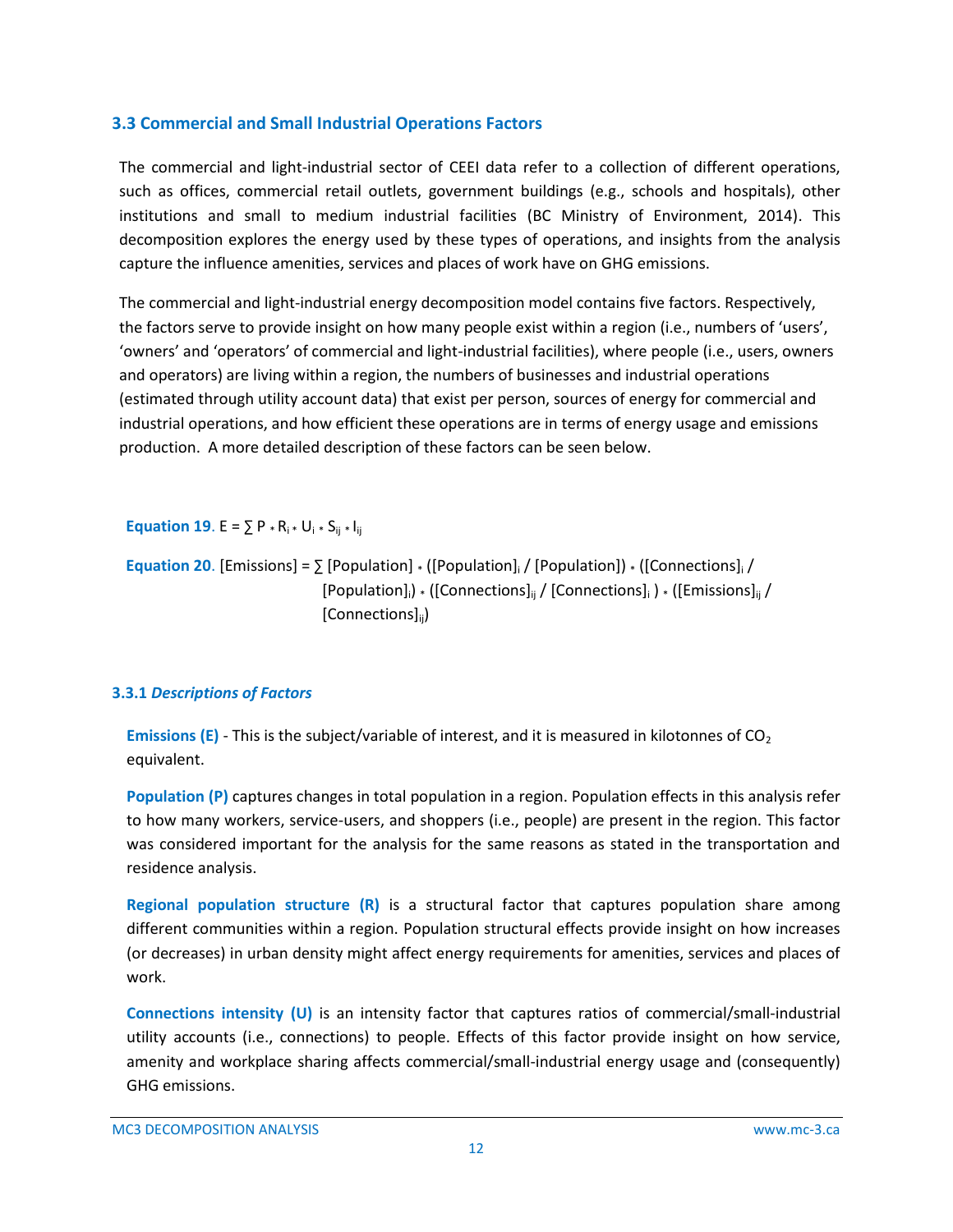## 3.3 Commercial and Small Industrial Operations Factors

The commercial and light-industrial sector of CEEI data refer to a collection of different operations, such as offices, commercial retail outlets, government buildings (e.g., schools and hospitals), other institutions and small to medium industrial facilities (BC Ministry of Environment, 2014). This decomposition explores the energy used by these types of operations, and insights from the analysis capture the influence amenities, services and places of work have on GHG emissions.

The commercial and light-industrial energy decomposition model contains five factors. Respectively, the factors serve to provide insight on how many people exist within a region (i.e., numbers of 'users', 'owners' and 'operators' of commercial and light-industrial facilities), where people (i.e., users, owners and operators) are living within a region, the numbers of businesses and industrial operations (estimated through utility account data) that exist per person, sources of energy for commercial and industrial operations, and how efficient these operations are in terms of energy usage and emissions production. A more detailed description of these factors can be seen below.

**Equation 19**. $E = \sum P * R_i * U_i * S_{ij} * I_{ij}$

**Equation 20**. $[\text{Emissions}] = \sum [\text{Population}] * ([\text{Population}]_i / [\text{Population}]) * ([\text{Connections}]_i / [\text{Population}]_i) * ([\text{Connections}]_{ij} / [\text{Connections}]_i) * ([\text{Emissions}]_{ij} / [\text{Connections}]_{ij})$

### 3.3.1 *Descriptions of Factors*

**Emissions (E)** - This is the subject/variable of interest, and it is measured in kilotonnes of $CO_2$ equivalent.

**Population (P)** captures changes in total population in a region. Population effects in this analysis refer to how many workers, service-users, and shoppers (i.e., people) are present in the region. This factor was considered important for the analysis for the same reasons as stated in the transportation and residence analysis.

**Regional population structure (R)** is a structural factor that captures population share among different communities within a region. Population structural effects provide insight on how increases (or decreases) in urban density might affect energy requirements for amenities, services and places of work.

**Connections intensity (U)** is an intensity factor that captures ratios of commercial/small-industrial utility accounts (i.e., connections) to people. Effects of this factor provide insight on how service, amenity and workplace sharing affects commercial/small-industrial energy usage and (consequently) GHG emissions.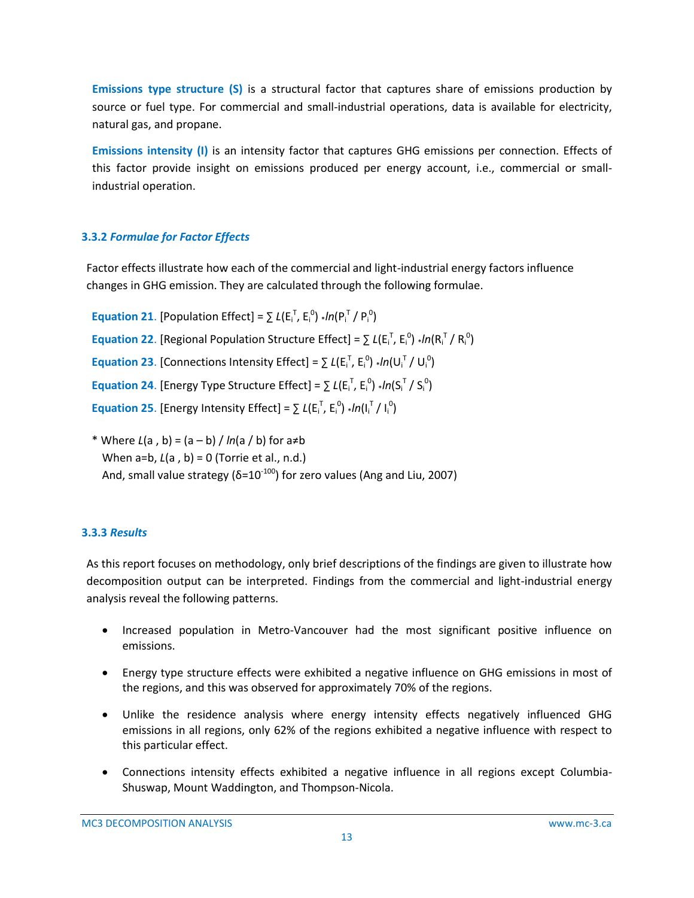**Emissions type structure (S)** is a structural factor that captures share of emissions production by source or fuel type. For commercial and small-industrial operations, data is available for electricity, natural gas, and propane.

**Emissions intensity (I)** is an intensity factor that captures GHG emissions per connection. Effects of this factor provide insight on emissions produced per energy account, i.e., commercial or small-industrial operation.

### 3.3.2 *Formulae for Factor Effects*

Factor effects illustrate how each of the commercial and light-industrial energy factors influence changes in GHG emission. They are calculated through the following formulae.

**Equation 21**. [Population Effect] = $\sum L(E_i^T, E_i^0) * ln(P_i^T / P_i^0)$

**Equation 22**. [Regional Population Structure Effect] = $\sum L(E_i^T, E_i^0) * ln(R_i^T / R_i^0)$

**Equation 23**. [Connections Intensity Effect] = $\sum L(E_i^T, E_i^0) * ln(U_i^T / U_i^0)$

**Equation 24**. [Energy Type Structure Effect] = $\sum L(E_i^T, E_i^0) * ln(S_i^T / S_i^0)$

**Equation 25**. [Energy Intensity Effect] = $\sum L(E_i^T, E_i^0) * ln(I_i^T / I_i^0)$

\* Where $L(a, b) = (a - b) / ln(a / b)$ for $a \neq b$
When $a=b$, $L(a, b) = 0$ (Torrie et al., n.d.)
And, small value strategy ($\delta = 10^{-100}$) for zero values (Ang and Liu, 2007)

### 3.3.3 *Results*

As this report focuses on methodology, only brief descriptions of the findings are given to illustrate how decomposition output can be interpreted. Findings from the commercial and light-industrial energy analysis reveal the following patterns.

- Increased population in Metro-Vancouver had the most significant positive influence on emissions.
- Energy type structure effects were exhibited a negative influence on GHG emissions in most of the regions, and this was observed for approximately 70% of the regions.
- Unlike the residence analysis where energy intensity effects negatively influenced GHG emissions in all regions, only 62% of the regions exhibited a negative influence with respect to this particular effect.
- Connections intensity effects exhibited a negative influence in all regions except Columbia-Shuswap, Mount Waddington, and Thompson-Nicola.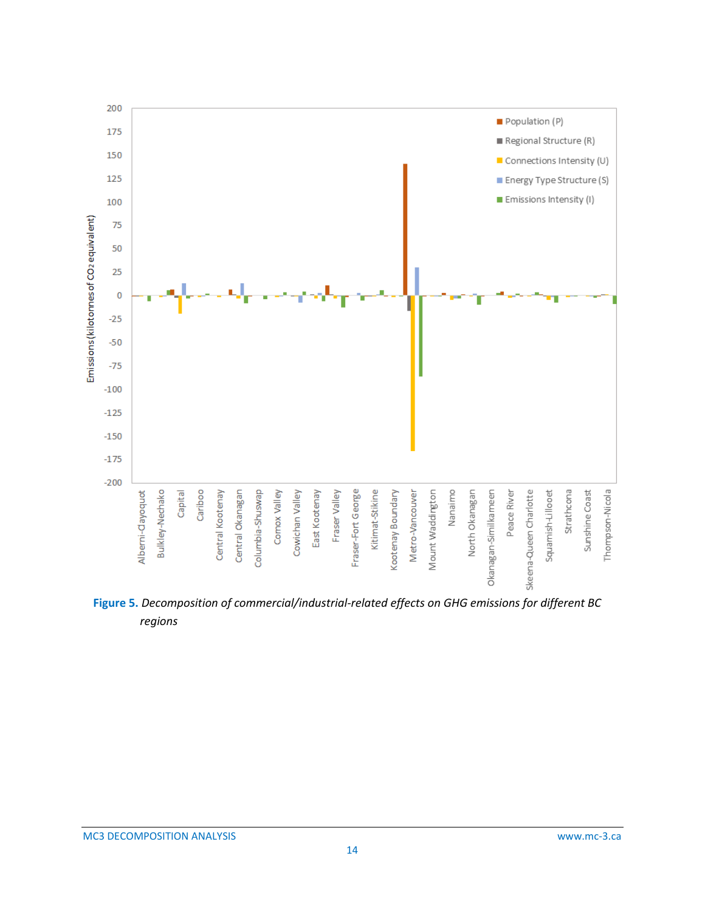**Figure 5.** *Decomposition of commercial/industrial-related effects on GHG emissions for different BC regions*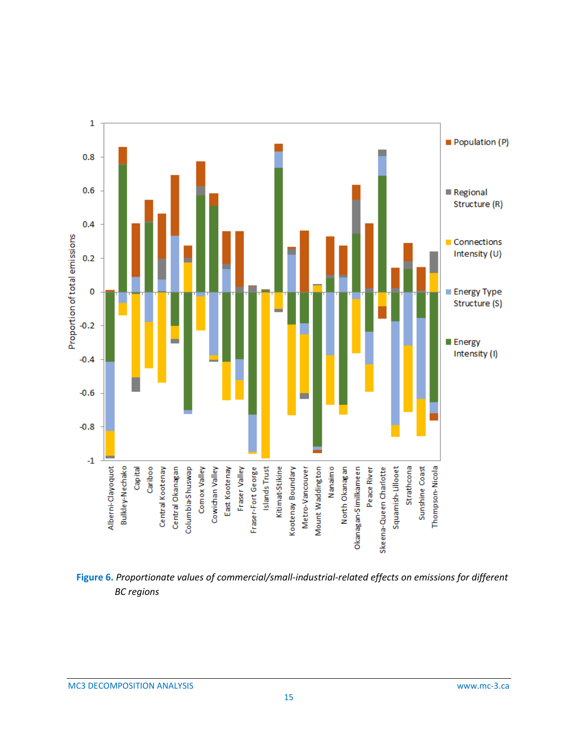**Figure 6.** *Proportionate values of commercial/small-industrial-related effects on emissions for different BC regions*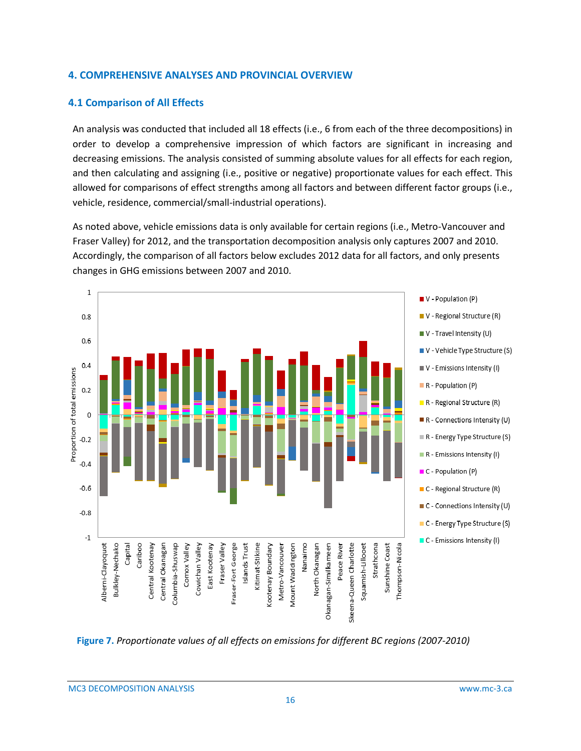## 4. COMPREHENSIVE ANALYSES AND PROVINCIAL OVERVIEW

### 4.1 Comparison of All Effects

An analysis was conducted that included all 18 effects (i.e., 6 from each of the three decompositions) in order to develop a comprehensive impression of which factors are significant in increasing and decreasing emissions. The analysis consisted of summing absolute values for all effects for each region, and then calculating and assigning (i.e., positive or negative) proportionate values for each effect. This allowed for comparisons of effect strengths among all factors and between different factor groups (i.e., vehicle, residence, commercial/small-industrial operations).

As noted above, vehicle emissions data is only available for certain regions (i.e., Metro-Vancouver and Fraser Valley) for 2012, and the transportation decomposition analysis only captures 2007 and 2010. Accordingly, the comparison of all factors below excludes 2012 data for all factors, and only presents changes in GHG emissions between 2007 and 2010.

**Figure 7.** *Proportionate values of all effects on emissions for different BC regions (2007-2010)*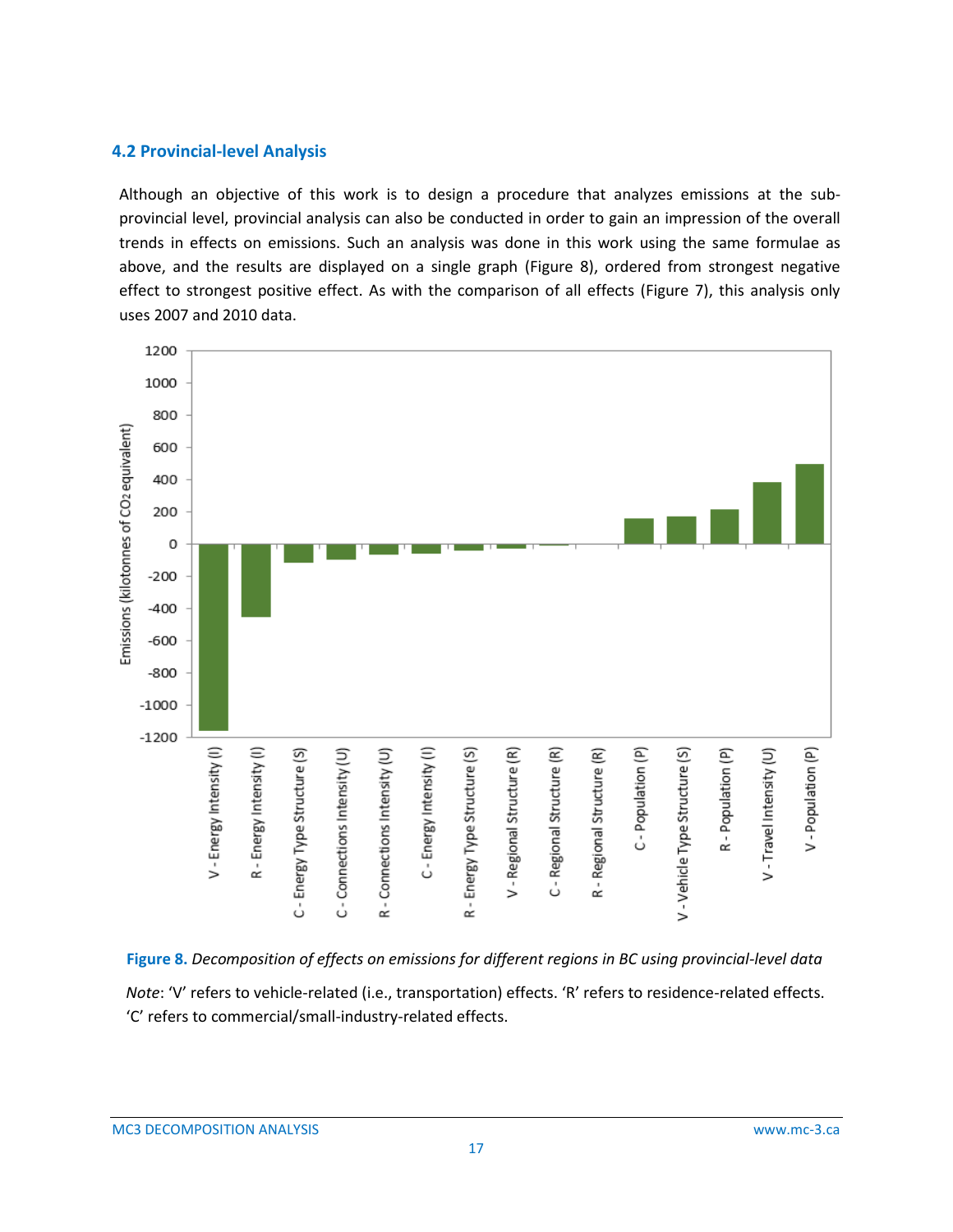## 4.2 Provincial-level Analysis

Although an objective of this work is to design a procedure that analyzes emissions at the sub-provincial level, provincial analysis can also be conducted in order to gain an impression of the overall trends in effects on emissions. Such an analysis was done in this work using the same formulae as above, and the results are displayed on a single graph (Figure 8), ordered from strongest negative effect to strongest positive effect. As with the comparison of all effects (Figure 7), this analysis only uses 2007 and 2010 data.

**Figure 8.** *Decomposition of effects on emissions for different regions in BC using provincial-level data*

*Note*: 'V' refers to vehicle-related (i.e., transportation) effects. 'R' refers to residence-related effects. 'C' refers to commercial/small-industry-related effects.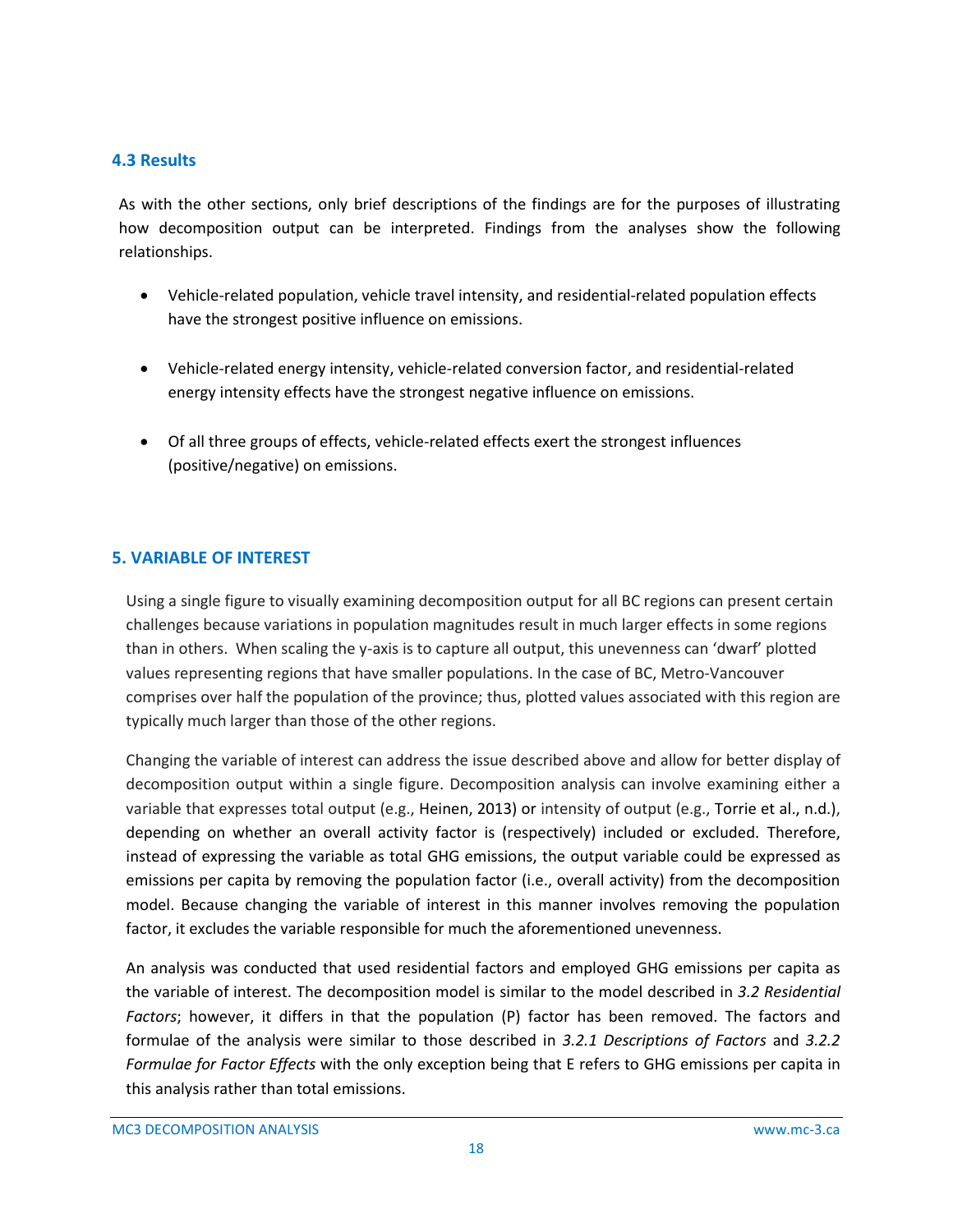### 4.3 Results

As with the other sections, only brief descriptions of the findings are for the purposes of illustrating how decomposition output can be interpreted. Findings from the analyses show the following relationships.

- Vehicle-related population, vehicle travel intensity, and residential-related population effects have the strongest positive influence on emissions.
- Vehicle-related energy intensity, vehicle-related conversion factor, and residential-related energy intensity effects have the strongest negative influence on emissions.
- Of all three groups of effects, vehicle-related effects exert the strongest influences (positive/negative) on emissions.

## 5. VARIABLE OF INTEREST

Using a single figure to visually examining decomposition output for all BC regions can present certain challenges because variations in population magnitudes result in much larger effects in some regions than in others. When scaling the y-axis is to capture all output, this unevenness can 'dwarf' plotted values representing regions that have smaller populations. In the case of BC, Metro-Vancouver comprises over half the population of the province; thus, plotted values associated with this region are typically much larger than those of the other regions.

Changing the variable of interest can address the issue described above and allow for better display of decomposition output within a single figure. Decomposition analysis can involve examining either a variable that expresses total output (e.g., Heinen, 2013) or intensity of output (e.g., Torrie et al., n.d.), depending on whether an overall activity factor is (respectively) included or excluded. Therefore, instead of expressing the variable as total GHG emissions, the output variable could be expressed as emissions per capita by removing the population factor (i.e., overall activity) from the decomposition model. Because changing the variable of interest in this manner involves removing the population factor, it excludes the variable responsible for much the aforementioned unevenness.

An analysis was conducted that used residential factors and employed GHG emissions per capita as the variable of interest. The decomposition model is similar to the model described in *3.2 Residential Factors*; however, it differs in that the population (P) factor has been removed. The factors and formulae of the analysis were similar to those described in *3.2.1 Descriptions of Factors* and *3.2.2 Formulae for Factor Effects* with the only exception being that E refers to GHG emissions per capita in this analysis rather than total emissions.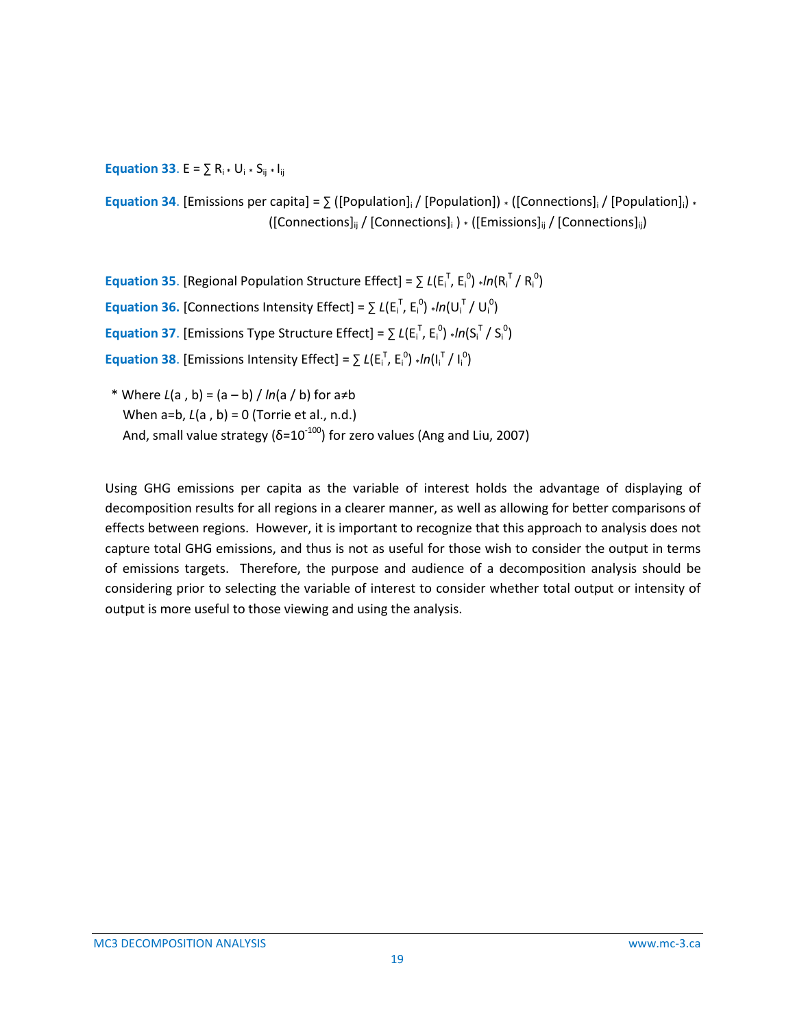**Equation 33**. $E = \sum R_i * U_i * S_{ij} * I_{ij}$

**Equation 34**. $[\text{Emissions per capita}] = \sum ([\text{Population}]_i / [\text{Population}]) * ([\text{Connections}]_i / [\text{Population}]_i) * ([\text{Connections}]_{ij} / [\text{Connections}]_i) * ([\text{Emissions}]_{ij} / [\text{Connections}]_{ij})$

**Equation 35**. $[\text{Regional Population Structure Effect}] = \sum L(E_i^T, E_i^0) * ln(R_i^T / R_i^0)$

**Equation 36.** $[\text{Connections Intensity Effect}] = \sum L(E_i^T, E_i^0) * ln(U_i^T / U_i^0)$

**Equation 37**. $[\text{Emissions Type Structure Effect}] = \sum L(E_i^T, E_i^0) * ln(S_i^T / S_i^0)$

**Equation 38**. $[\text{Emissions Intensity Effect}] = \sum L(E_i^T, E_i^0) * ln(I_i^T / I_i^0)$

\* Where $L(a, b) = (a - b) / ln(a / b)$ for $a \neq b$
When $a=b$, $L(a, b) = 0$ (Torrie et al., n.d.)
And, small value strategy ($\delta=10^{-100}$) for zero values (Ang and Liu, 2007)

Using GHG emissions per capita as the variable of interest holds the advantage of displaying of decomposition results for all regions in a clearer manner, as well as allowing for better comparisons of effects between regions. However, it is important to recognize that this approach to analysis does not capture total GHG emissions, and thus is not as useful for those wish to consider the output in terms of emissions targets. Therefore, the purpose and audience of a decomposition analysis should be considering prior to selecting the variable of interest to consider whether total output or intensity of output is more useful to those viewing and using the analysis.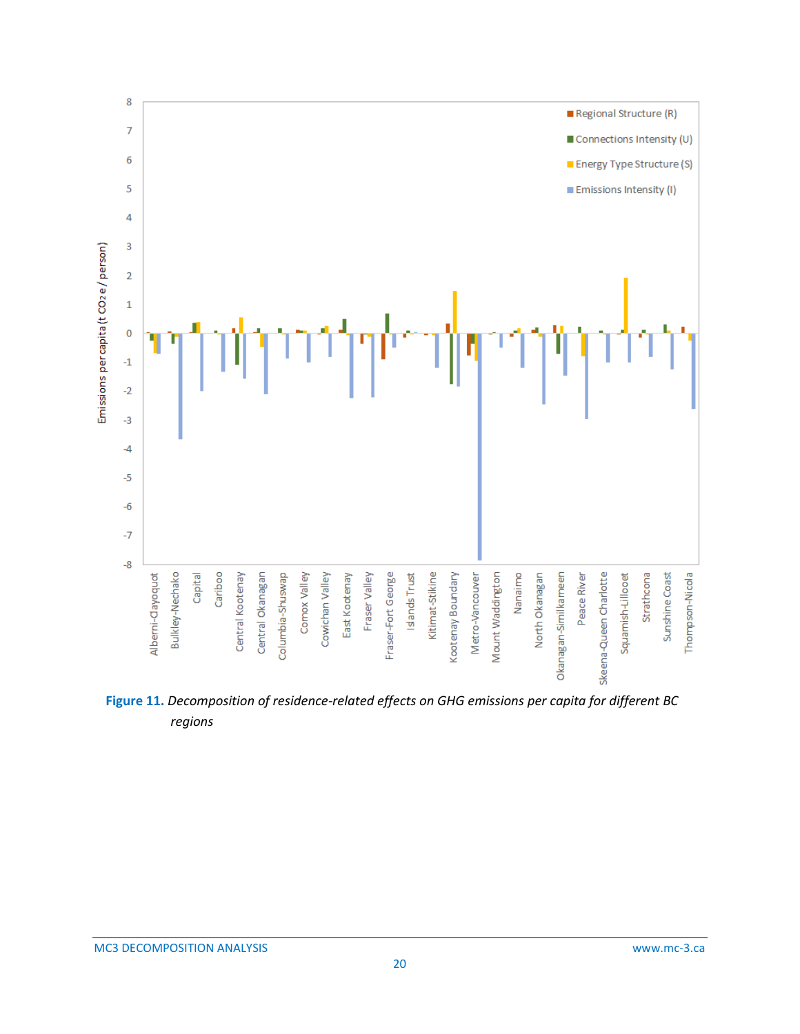**Figure 11.** *Decomposition of residence-related effects on GHG emissions per capita for different BC regions*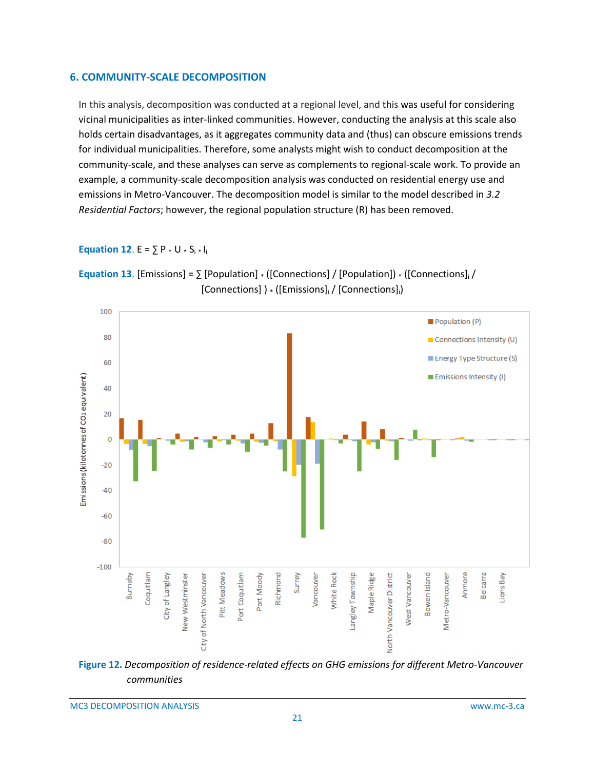## 6. COMMUNITY-SCALE DECOMPOSITION

In this analysis, decomposition was conducted at a regional level, and this was useful for considering vicinal municipalities as inter-linked communities. However, conducting the analysis at this scale also holds certain disadvantages, as it aggregates community data and (thus) can obscure emissions trends for individual municipalities. Therefore, some analysts might wish to conduct decomposition at the community-scale, and these analyses can serve as complements to regional-scale work. To provide an example, a community-scale decomposition analysis was conducted on residential energy use and emissions in Metro-Vancouver. The decomposition model is similar to the model described in *3.2 Residential Factors*; however, the regional population structure (R) has been removed.

**Equation 12.** $E = \sum P * U * S_i * I_i$

**Equation 13.** $[\text{Emissions}] = \sum [\text{Population}] * ([\text{Connections}] / [\text{Population}]) * ([\text{Connections}]_i / [\text{Connections}]) * ([\text{Emissions}]_i / [\text{Connections}]_i)$

**Figure 12.** *Decomposition of residence-related effects on GHG emissions for different Metro-Vancouver communities*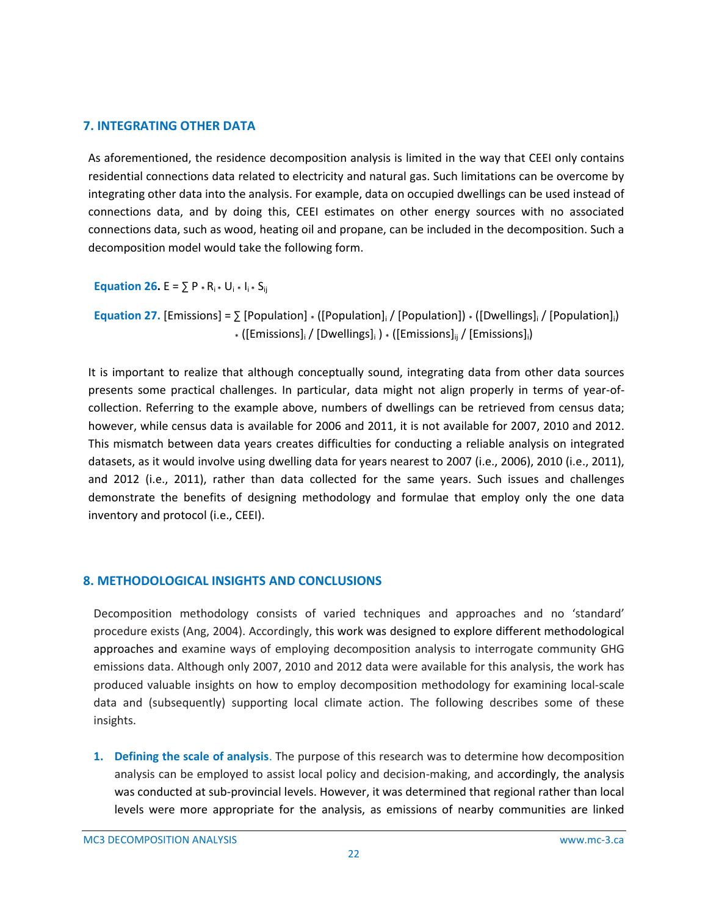## 7. INTEGRATING OTHER DATA

As aforementioned, the residence decomposition analysis is limited in the way that CEEI only contains residential connections data related to electricity and natural gas. Such limitations can be overcome by integrating other data into the analysis. For example, data on occupied dwellings can be used instead of connections data, and by doing this, CEEI estimates on other energy sources with no associated connections data, such as wood, heating oil and propane, can be included in the decomposition. Such a decomposition model would take the following form.

**Equation 26.** $E = \sum P * R_i * U_i * I_i * S_{ij}$

**Equation 27.** $[\text{Emissions}] = \sum [\text{Population}] * ([\text{Population}]_i / [\text{Population}]) * ([\text{Dwellings}]_i / [\text{Population}]_i) * ([\text{Emissions}]_i / [\text{Dwellings}]_i) * ([\text{Emissions}]_{ij} / [\text{Emissions}]_i)$

It is important to realize that although conceptually sound, integrating data from other data sources presents some practical challenges. In particular, data might not align properly in terms of year-of-collection. Referring to the example above, numbers of dwellings can be retrieved from census data; however, while census data is available for 2006 and 2011, it is not available for 2007, 2010 and 2012. This mismatch between data years creates difficulties for conducting a reliable analysis on integrated datasets, as it would involve using dwelling data for years nearest to 2007 (i.e., 2006), 2010 (i.e., 2011), and 2012 (i.e., 2011), rather than data collected for the same years. Such issues and challenges demonstrate the benefits of designing methodology and formulae that employ only the one data inventory and protocol (i.e., CEEI).

## 8. METHODOLOGICAL INSIGHTS AND CONCLUSIONS

Decomposition methodology consists of varied techniques and approaches and no 'standard' procedure exists (Ang, 2004). Accordingly, this work was designed to explore different methodological approaches and examine ways of employing decomposition analysis to interrogate community GHG emissions data. Although only 2007, 2010 and 2012 data were available for this analysis, the work has produced valuable insights on how to employ decomposition methodology for examining local-scale data and (subsequently) supporting local climate action. The following describes some of these insights.

1. **Defining the scale of analysis**. The purpose of this research was to determine how decomposition analysis can be employed to assist local policy and decision-making, and accordingly, the analysis was conducted at sub-provincial levels. However, it was determined that regional rather than local levels were more appropriate for the analysis, as emissions of nearby communities are linked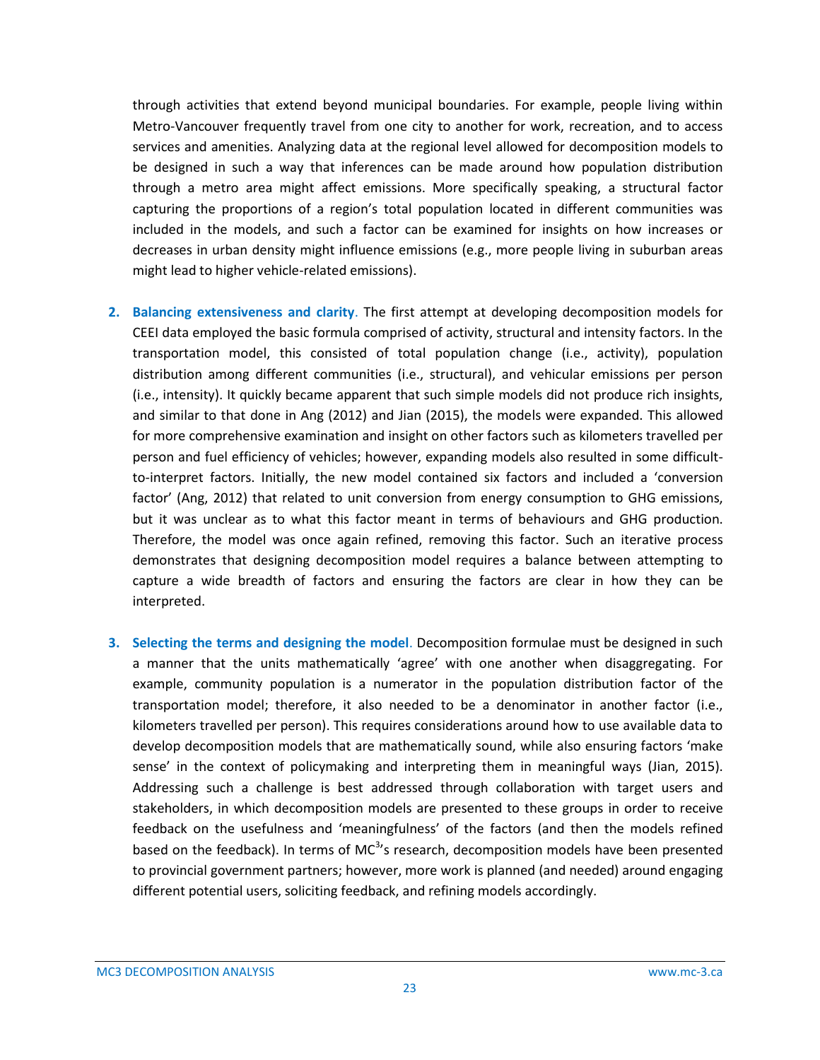through activities that extend beyond municipal boundaries. For example, people living within Metro-Vancouver frequently travel from one city to another for work, recreation, and to access services and amenities. Analyzing data at the regional level allowed for decomposition models to be designed in such a way that inferences can be made around how population distribution through a metro area might affect emissions. More specifically speaking, a structural factor capturing the proportions of a region's total population located in different communities was included in the models, and such a factor can be examined for insights on how increases or decreases in urban density might influence emissions (e.g., more people living in suburban areas might lead to higher vehicle-related emissions).

2. **Balancing extensiveness and clarity**. The first attempt at developing decomposition models for CEEI data employed the basic formula comprised of activity, structural and intensity factors. In the transportation model, this consisted of total population change (i.e., activity), population distribution among different communities (i.e., structural), and vehicular emissions per person (i.e., intensity). It quickly became apparent that such simple models did not produce rich insights, and similar to that done in Ang (2012) and Jian (2015), the models were expanded. This allowed for more comprehensive examination and insight on other factors such as kilometers travelled per person and fuel efficiency of vehicles; however, expanding models also resulted in some difficult-to-interpret factors. Initially, the new model contained six factors and included a 'conversion factor' (Ang, 2012) that related to unit conversion from energy consumption to GHG emissions, but it was unclear as to what this factor meant in terms of behaviours and GHG production. Therefore, the model was once again refined, removing this factor. Such an iterative process demonstrates that designing decomposition model requires a balance between attempting to capture a wide breadth of factors and ensuring the factors are clear in how they can be interpreted.

3. **Selecting the terms and designing the model**. Decomposition formulae must be designed in such a manner that the units mathematically 'agree' with one another when disaggregating. For example, community population is a numerator in the population distribution factor of the transportation model; therefore, it also needed to be a denominator in another factor (i.e., kilometers travelled per person). This requires considerations around how to use available data to develop decomposition models that are mathematically sound, while also ensuring factors 'make sense' in the context of policymaking and interpreting them in meaningful ways (Jian, 2015). Addressing such a challenge is best addressed through collaboration with target users and stakeholders, in which decomposition models are presented to these groups in order to receive feedback on the usefulness and 'meaningfulness' of the factors (and then the models refined based on the feedback). In terms of MC$^3$'s research, decomposition models have been presented to provincial government partners; however, more work is planned (and needed) around engaging different potential users, soliciting feedback, and refining models accordingly.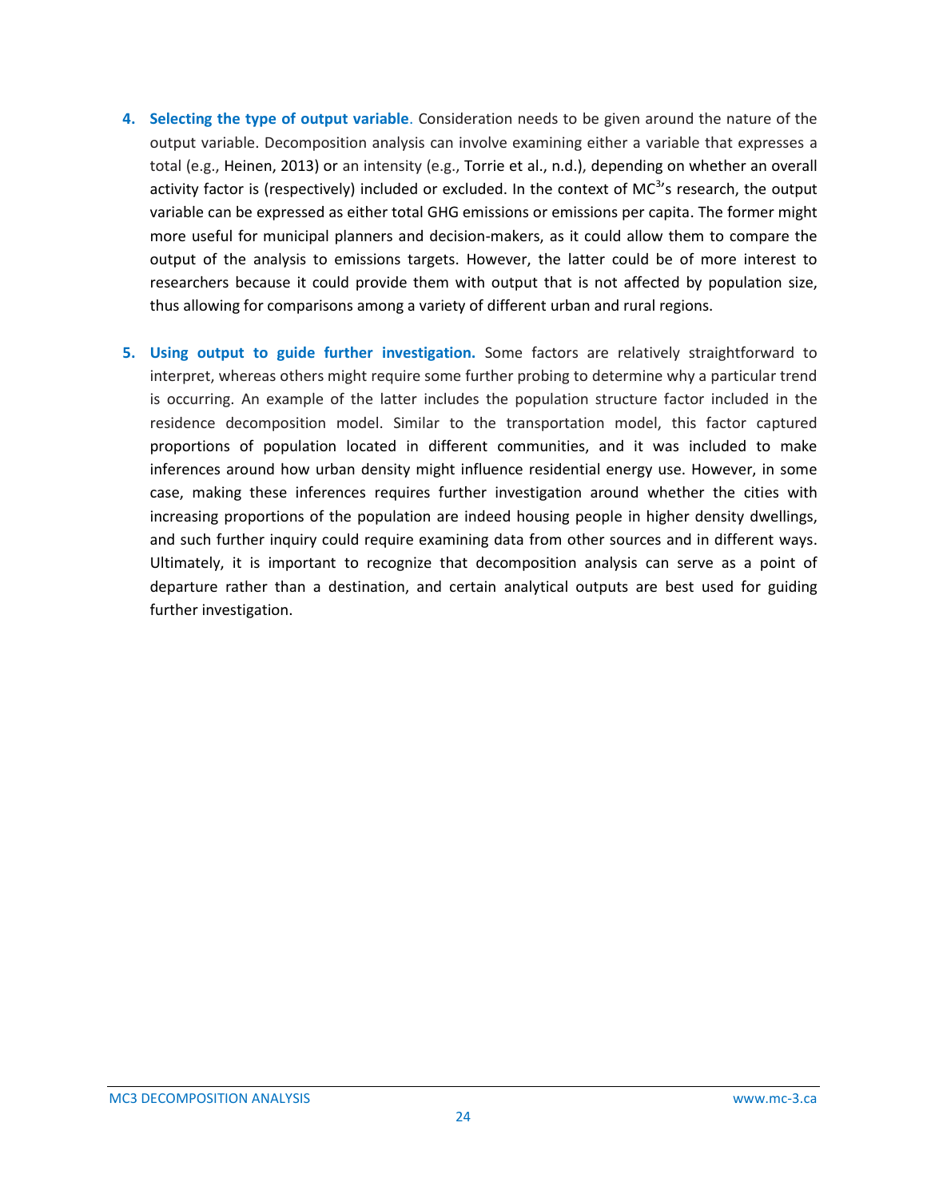4. **Selecting the type of output variable**. Consideration needs to be given around the nature of the output variable. Decomposition analysis can involve examining either a variable that expresses a total (e.g., Heinen, 2013) or an intensity (e.g., Torrie et al., n.d.), depending on whether an overall activity factor is (respectively) included or excluded. In the context of MC[3]'s research, the output variable can be expressed as either total GHG emissions or emissions per capita. The former might more useful for municipal planners and decision-makers, as it could allow them to compare the output of the analysis to emissions targets. However, the latter could be of more interest to researchers because it could provide them with output that is not affected by population size, thus allowing for comparisons among a variety of different urban and rural regions.

5. **Using output to guide further investigation.** Some factors are relatively straightforward to interpret, whereas others might require some further probing to determine why a particular trend is occurring. An example of the latter includes the population structure factor included in the residence decomposition model. Similar to the transportation model, this factor captured proportions of population located in different communities, and it was included to make inferences around how urban density might influence residential energy use. However, in some case, making these inferences requires further investigation around whether the cities with increasing proportions of the population are indeed housing people in higher density dwellings, and such further inquiry could require examining data from other sources and in different ways. Ultimately, it is important to recognize that decomposition analysis can serve as a point of departure rather than a destination, and certain analytical outputs are best used for guiding further investigation.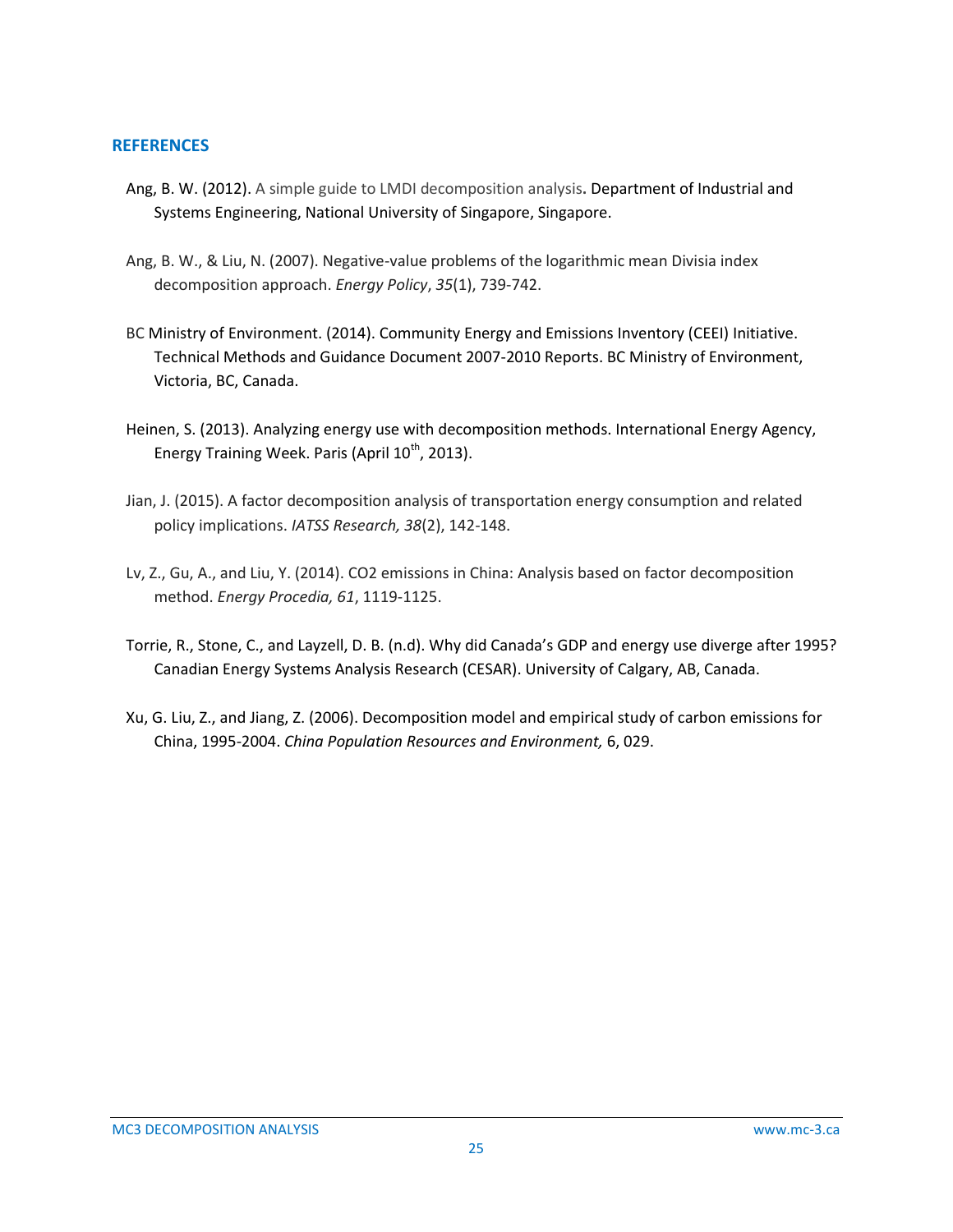## REFERENCES

Ang, B. W. (2012). A simple guide to LMDI decomposition analysis**.** Department of Industrial and Systems Engineering, National University of Singapore, Singapore.

Ang, B. W., & Liu, N. (2007). Negative-value problems of the logarithmic mean Divisia index decomposition approach. *Energy Policy*, *35*(1), 739-742.

BC Ministry of Environment. (2014). Community Energy and Emissions Inventory (CEEI) Initiative. Technical Methods and Guidance Document 2007-2010 Reports. BC Ministry of Environment, Victoria, BC, Canada.

Heinen, S. (2013). Analyzing energy use with decomposition methods. International Energy Agency, Energy Training Week. Paris (April 10th, 2013).

Jian, J. (2015). A factor decomposition analysis of transportation energy consumption and related policy implications. *IATSS Research, 38*(2), 142-148.

Lv, Z., Gu, A., and Liu, Y. (2014). CO2 emissions in China: Analysis based on factor decomposition method. *Energy Procedia, 61*, 1119-1125.

Torrie, R., Stone, C., and Layzell, D. B. (n.d). Why did Canada's GDP and energy use diverge after 1995? Canadian Energy Systems Analysis Research (CESAR). University of Calgary, AB, Canada.

Xu, G. Liu, Z., and Jiang, Z. (2006). Decomposition model and empirical study of carbon emissions for China, 1995-2004. *China Population Resources and Environment,* 6, 029.